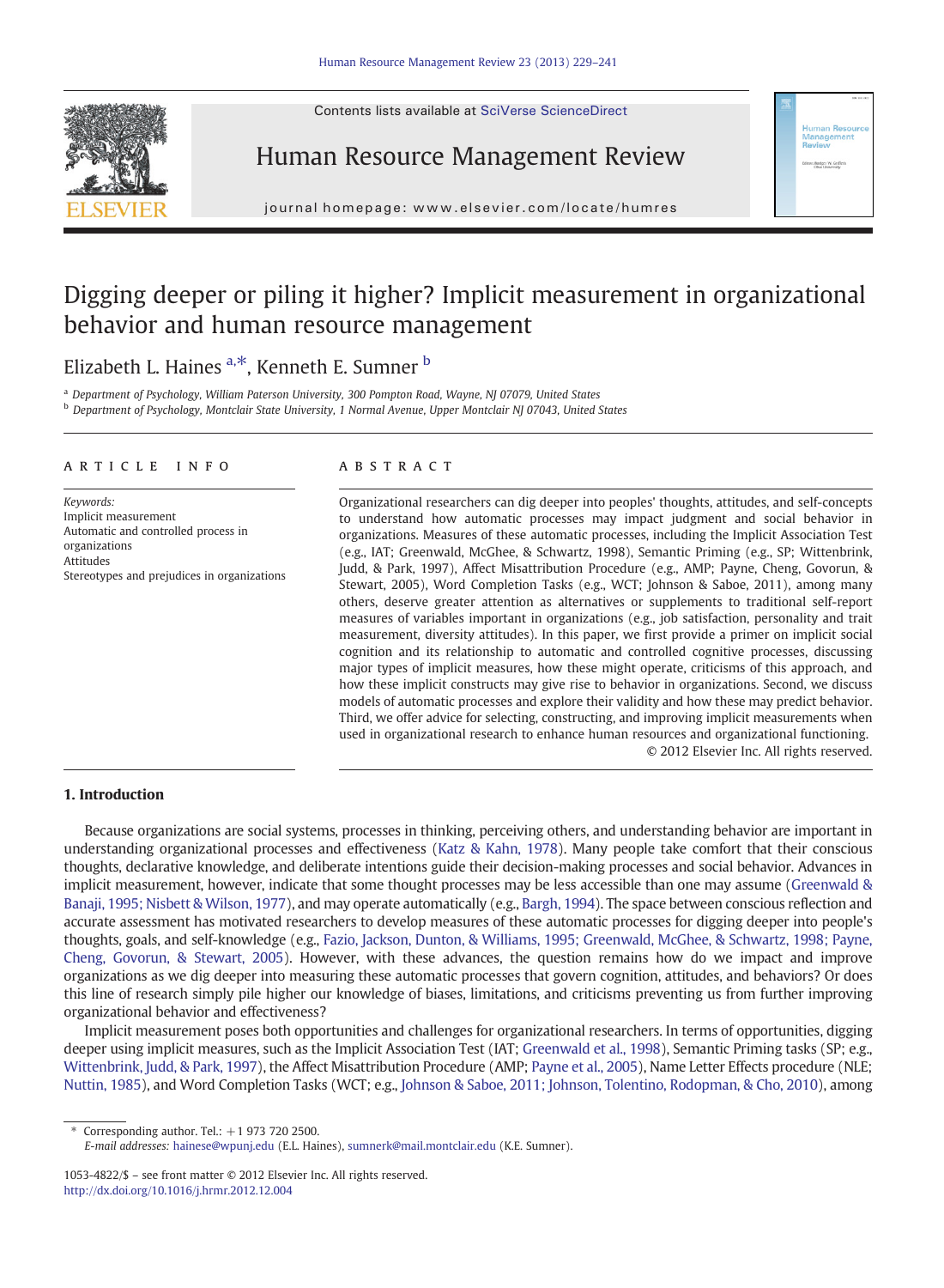# Digging deeper or piling it higher? Implicit measurement in organizational behavior and human resource management

Elizabeth L. Haines [a,*], Kenneth E. Sumner [b]

[a] Department of Psychology, William Paterson University, 300 Pompton Road, Wayne, NJ 07079, United States
[b] Department of Psychology, Montclair State University, 1 Normal Avenue, Upper Montclair NJ 07043, United States

## ARTICLE INFO

*Keywords:*
Implicit measurement
Automatic and controlled process in organizations
Attitudes
Stereotypes and prejudices in organizations

## ABSTRACT

Organizational researchers can dig deeper into peoples' thoughts, attitudes, and self-concepts to understand how automatic processes may impact judgment and social behavior in organizations. Measures of these automatic processes, including the Implicit Association Test (e.g., IAT; Greenwald, McGhee, & Schwartz, 1998), Semantic Priming (e.g., SP; Wittenbrink, Judd, & Park, 1997), Affect Misattribution Procedure (e.g., AMP; Payne, Cheng, Govorun, & Stewart, 2005), Word Completion Tasks (e.g., WCT; Johnson & Saboe, 2011), among many others, deserve greater attention as alternatives or supplements to traditional self-report measures of variables important in organizations (e.g., job satisfaction, personality and trait measurement, diversity attitudes). In this paper, we first provide a primer on implicit social cognition and its relationship to automatic and controlled cognitive processes, discussing major types of implicit measures, how these might operate, criticisms of this approach, and how these implicit constructs may give rise to behavior in organizations. Second, we discuss models of automatic processes and explore their validity and how these may predict behavior. Third, we offer advice for selecting, constructing, and improving implicit measurements when used in organizational research to enhance human resources and organizational functioning.

© 2012 Elsevier Inc. All rights reserved.

## 1. Introduction

Because organizations are social systems, processes in thinking, perceiving others, and understanding behavior are important in understanding organizational processes and effectiveness (Katz & Kahn, 1978). Many people take comfort that their conscious thoughts, declarative knowledge, and deliberate intentions guide their decision-making processes and social behavior. Advances in implicit measurement, however, indicate that some thought processes may be less accessible than one may assume (Greenwald & Banaji, 1995; Nisbett & Wilson, 1977), and may operate automatically (e.g., Bargh, 1994). The space between conscious reflection and accurate assessment has motivated researchers to develop measures of these automatic processes for digging deeper into people's thoughts, goals, and self-knowledge (e.g., Fazio, Jackson, Dunton, & Williams, 1995; Greenwald, McGhee, & Schwartz, 1998; Payne, Cheng, Govorun, & Stewart, 2005). However, with these advances, the question remains how do we impact and improve organizations as we dig deeper into measuring these automatic processes that govern cognition, attitudes, and behaviors? Or does this line of research simply pile higher our knowledge of biases, limitations, and criticisms preventing us from further improving organizational behavior and effectiveness?

Implicit measurement poses both opportunities and challenges for organizational researchers. In terms of opportunities, digging deeper using implicit measures, such as the Implicit Association Test (IAT; Greenwald et al., 1998), Semantic Priming tasks (SP; e.g., Wittenbrink, Judd, & Park, 1997), the Affect Misattribution Procedure (AMP; Payne et al., 2005), Name Letter Effects procedure (NLE; Nuttin, 1985), and Word Completion Tasks (WCT; e.g., Johnson & Saboe, 2011; Johnson, Tolentino, Rodopman, & Cho, 2010), among

\* Corresponding author. Tel.: +1 973 720 2500.
*E-mail addresses:* hainese@wpunj.edu (E.L. Haines), sumnerk@mail.montclair.edu (K.E. Sumner).

1053-4822/$ – see front matter © 2012 Elsevier Inc. All rights reserved.
http://dx.doi.org/10.1016/j.hrmr.2012.12.004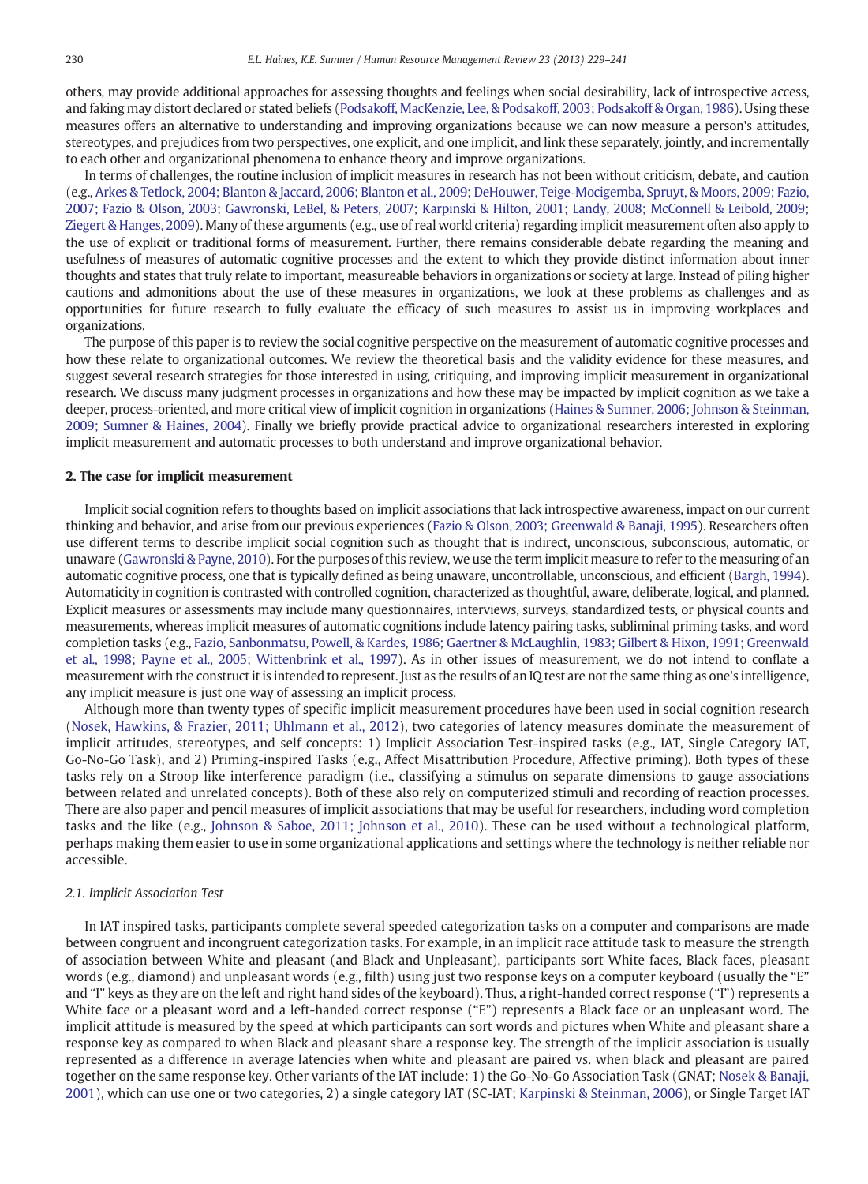others, may provide additional approaches for assessing thoughts and feelings when social desirability, lack of introspective access, and faking may distort declared or stated beliefs (Podsakoff, MacKenzie, Lee, & Podsakoff, 2003; Podsakoff & Organ, 1986). Using these measures offers an alternative to understanding and improving organizations because we can now measure a person's attitudes, stereotypes, and prejudices from two perspectives, one explicit, and one implicit, and link these separately, jointly, and incrementally to each other and organizational phenomena to enhance theory and improve organizations.

In terms of challenges, the routine inclusion of implicit measures in research has not been without criticism, debate, and caution (e.g., Arkes & Tetlock, 2004; Blanton & Jaccard, 2006; Blanton et al., 2009; DeHouwer, Teige-Mocigemba, Spruyt, & Moors, 2009; Fazio, 2007; Fazio & Olson, 2003; Gawronski, LeBel, & Peters, 2007; Karpinski & Hilton, 2001; Landy, 2008; McConnell & Leibold, 2009; Ziegert & Hanges, 2009). Many of these arguments (e.g., use of real world criteria) regarding implicit measurement often also apply to the use of explicit or traditional forms of measurement. Further, there remains considerable debate regarding the meaning and usefulness of measures of automatic cognitive processes and the extent to which they provide distinct information about inner thoughts and states that truly relate to important, measureable behaviors in organizations or society at large. Instead of piling higher cautions and admonitions about the use of these measures in organizations, we look at these problems as challenges and as opportunities for future research to fully evaluate the efficacy of such measures to assist us in improving workplaces and organizations.

The purpose of this paper is to review the social cognitive perspective on the measurement of automatic cognitive processes and how these relate to organizational outcomes. We review the theoretical basis and the validity evidence for these measures, and suggest several research strategies for those interested in using, critiquing, and improving implicit measurement in organizational research. We discuss many judgment processes in organizations and how these may be impacted by implicit cognition as we take a deeper, process-oriented, and more critical view of implicit cognition in organizations (Haines & Sumner, 2006; Johnson & Steinman, 2009; Sumner & Haines, 2004). Finally we briefly provide practical advice to organizational researchers interested in exploring implicit measurement and automatic processes to both understand and improve organizational behavior.

## 2. The case for implicit measurement

Implicit social cognition refers to thoughts based on implicit associations that lack introspective awareness, impact on our current thinking and behavior, and arise from our previous experiences (Fazio & Olson, 2003; Greenwald & Banaji, 1995). Researchers often use different terms to describe implicit social cognition such as thought that is indirect, unconscious, subconscious, automatic, or unaware (Gawronski & Payne, 2010). For the purposes of this review, we use the term implicit measure to refer to the measuring of an automatic cognitive process, one that is typically defined as being unaware, uncontrollable, unconscious, and efficient (Bargh, 1994). Automaticity in cognition is contrasted with controlled cognition, characterized as thoughtful, aware, deliberate, logical, and planned. Explicit measures or assessments may include many questionnaires, interviews, surveys, standardized tests, or physical counts and measurements, whereas implicit measures of automatic cognitions include latency pairing tasks, subliminal priming tasks, and word completion tasks (e.g., Fazio, Sanbonmatsu, Powell, & Kardes, 1986; Gaertner & McLaughlin, 1983; Gilbert & Hixon, 1991; Greenwald et al., 1998; Payne et al., 2005; Wittenbrink et al., 1997). As in other issues of measurement, we do not intend to conflate a measurement with the construct it is intended to represent. Just as the results of an IQ test are not the same thing as one's intelligence, any implicit measure is just one way of assessing an implicit process.

Although more than twenty types of specific implicit measurement procedures have been used in social cognition research (Nosek, Hawkins, & Frazier, 2011; Uhlmann et al., 2012), two categories of latency measures dominate the measurement of implicit attitudes, stereotypes, and self concepts: 1) Implicit Association Test-inspired tasks (e.g., IAT, Single Category IAT, Go-No-Go Task), and 2) Priming-inspired Tasks (e.g., Affect Misattribution Procedure, Affective priming). Both types of these tasks rely on a Stroop like interference paradigm (i.e., classifying a stimulus on separate dimensions to gauge associations between related and unrelated concepts). Both of these also rely on computerized stimuli and recording of reaction processes. There are also paper and pencil measures of implicit associations that may be useful for researchers, including word completion tasks and the like (e.g., Johnson & Saboe, 2011; Johnson et al., 2010). These can be used without a technological platform, perhaps making them easier to use in some organizational applications and settings where the technology is neither reliable nor accessible.

### *2.1. Implicit Association Test*

In IAT inspired tasks, participants complete several speeded categorization tasks on a computer and comparisons are made between congruent and incongruent categorization tasks. For example, in an implicit race attitude task to measure the strength of association between White and pleasant (and Black and Unpleasant), participants sort White faces, Black faces, pleasant words (e.g., diamond) and unpleasant words (e.g., filth) using just two response keys on a computer keyboard (usually the "E" and "I" keys as they are on the left and right hand sides of the keyboard). Thus, a right-handed correct response ("I") represents a White face or a pleasant word and a left-handed correct response ("E") represents a Black face or an unpleasant word. The implicit attitude is measured by the speed at which participants can sort words and pictures when White and pleasant share a response key as compared to when Black and pleasant share a response key. The strength of the implicit association is usually represented as a difference in average latencies when white and pleasant are paired vs. when black and pleasant are paired together on the same response key. Other variants of the IAT include: 1) the Go-No-Go Association Task (GNAT; Nosek & Banaji, 2001), which can use one or two categories, 2) a single category IAT (SC-IAT; Karpinski & Steinman, 2006), or Single Target IAT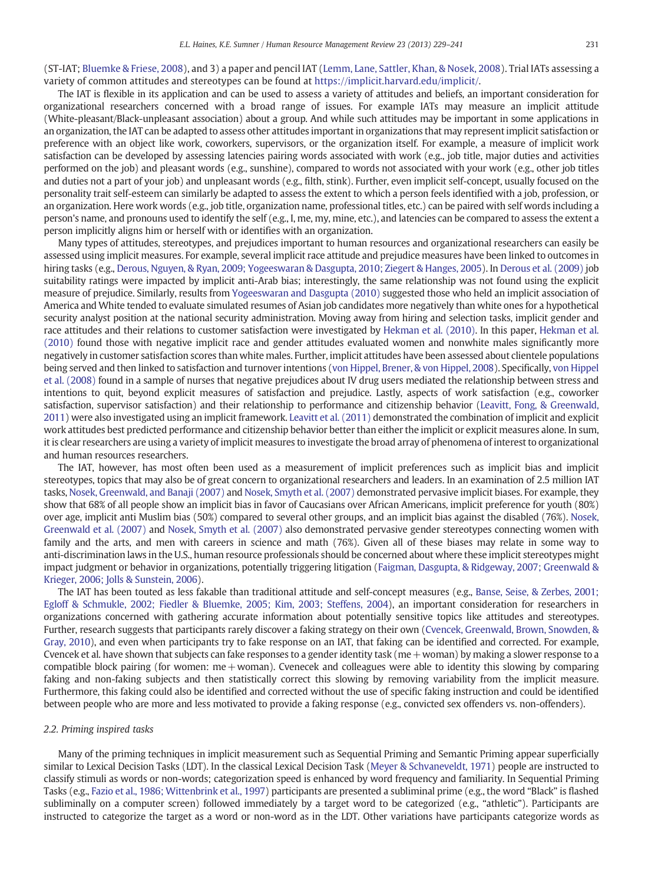(ST-IAT; Bluemke & Friese, 2008), and 3) a paper and pencil IAT (Lemm, Lane, Sattler, Khan, & Nosek, 2008). Trial IATs assessing a variety of common attitudes and stereotypes can be found at https://implicit.harvard.edu/implicit/.

The IAT is flexible in its application and can be used to assess a variety of attitudes and beliefs, an important consideration for organizational researchers concerned with a broad range of issues. For example IATs may measure an implicit attitude (White-pleasant/Black-unpleasant association) about a group. And while such attitudes may be important in some applications in an organization, the IAT can be adapted to assess other attitudes important in organizations that may represent implicit satisfaction or preference with an object like work, coworkers, supervisors, or the organization itself. For example, a measure of implicit work satisfaction can be developed by assessing latencies pairing words associated with work (e.g., job title, major duties and activities performed on the job) and pleasant words (e.g., sunshine), compared to words not associated with your work (e.g., other job titles and duties not a part of your job) and unpleasant words (e.g., filth, stink). Further, even implicit self-concept, usually focused on the personality trait self-esteem can similarly be adapted to assess the extent to which a person feels identified with a job, profession, or an organization. Here work words (e.g., job title, organization name, professional titles, etc.) can be paired with self words including a person's name, and pronouns used to identify the self (e.g., I, me, my, mine, etc.), and latencies can be compared to assess the extent a person implicitly aligns him or herself with or identifies with an organization.

Many types of attitudes, stereotypes, and prejudices important to human resources and organizational researchers can easily be assessed using implicit measures. For example, several implicit race attitude and prejudice measures have been linked to outcomes in hiring tasks (e.g., Derous, Nguyen, & Ryan, 2009; Yogeeswaran & Dasgupta, 2010; Ziegert & Hanges, 2005). In Derous et al. (2009) job suitability ratings were impacted by implicit anti-Arab bias; interestingly, the same relationship was not found using the explicit measure of prejudice. Similarly, results from Yogeeswaran and Dasgupta (2010) suggested those who held an implicit association of America and White tended to evaluate simulated resumes of Asian job candidates more negatively than white ones for a hypothetical security analyst position at the national security administration. Moving away from hiring and selection tasks, implicit gender and race attitudes and their relations to customer satisfaction were investigated by Hekman et al. (2010). In this paper, Hekman et al. (2010) found those with negative implicit race and gender attitudes evaluated women and nonwhite males significantly more negatively in customer satisfaction scores than white males. Further, implicit attitudes have been assessed about clientele populations being served and then linked to satisfaction and turnover intentions (von Hippel, Brener, & von Hippel, 2008). Specifically, von Hippel et al. (2008) found in a sample of nurses that negative prejudices about IV drug users mediated the relationship between stress and intentions to quit, beyond explicit measures of satisfaction and prejudice. Lastly, aspects of work satisfaction (e.g., coworker satisfaction, supervisor satisfaction) and their relationship to performance and citizenship behavior (Leavitt, Fong, & Greenwald, 2011) were also investigated using an implicit framework. Leavitt et al. (2011) demonstrated the combination of implicit and explicit work attitudes best predicted performance and citizenship behavior better than either the implicit or explicit measures alone. In sum, it is clear researchers are using a variety of implicit measures to investigate the broad array of phenomena of interest to organizational and human resources researchers.

The IAT, however, has most often been used as a measurement of implicit preferences such as implicit bias and implicit stereotypes, topics that may also be of great concern to organizational researchers and leaders. In an examination of 2.5 million IAT tasks, Nosek, Greenwald, and Banaji (2007) and Nosek, Smyth et al. (2007) demonstrated pervasive implicit biases. For example, they show that 68% of all people show an implicit bias in favor of Caucasians over African Americans, implicit preference for youth (80%) over age, implicit anti Muslim bias (50%) compared to several other groups, and an implicit bias against the disabled (76%). Nosek, Greenwald et al. (2007) and Nosek, Smyth et al. (2007) also demonstrated pervasive gender stereotypes connecting women with family and the arts, and men with careers in science and math (76%). Given all of these biases may relate in some way to anti-discrimination laws in the U.S., human resource professionals should be concerned about where these implicit stereotypes might impact judgment or behavior in organizations, potentially triggering litigation (Faigman, Dasgupta, & Ridgeway, 2007; Greenwald & Krieger, 2006; Jolls & Sunstein, 2006).

The IAT has been touted as less fakable than traditional attitude and self-concept measures (e.g., Banse, Seise, & Zerbes, 2001; Egloff & Schmukle, 2002; Fiedler & Bluemke, 2005; Kim, 2003; Steffens, 2004), an important consideration for researchers in organizations concerned with gathering accurate information about potentially sensitive topics like attitudes and stereotypes. Further, research suggests that participants rarely discover a faking strategy on their own (Cvencek, Greenwald, Brown, Snowden, & Gray, 2010), and even when participants try to fake response on an IAT, that faking can be identified and corrected. For example, Cvencek et al. have shown that subjects can fake responses to a gender identity task (me + woman) by making a slower response to a compatible block pairing (for women: me + woman). Cvenecek and colleagues were able to identity this slowing by comparing faking and non-faking subjects and then statistically correct this slowing by removing variability from the implicit measure. Furthermore, this faking could also be identified and corrected without the use of specific faking instruction and could be identified between people who are more and less motivated to provide a faking response (e.g., convicted sex offenders vs. non-offenders).

### 2.2. Priming inspired tasks

Many of the priming techniques in implicit measurement such as Sequential Priming and Semantic Priming appear superficially similar to Lexical Decision Tasks (LDT). In the classical Lexical Decision Task (Meyer & Schvaneveldt, 1971) people are instructed to classify stimuli as words or non-words; categorization speed is enhanced by word frequency and familiarity. In Sequential Priming Tasks (e.g., Fazio et al., 1986; Wittenbrink et al., 1997) participants are presented a subliminal prime (e.g., the word "Black" is flashed subliminally on a computer screen) followed immediately by a target word to be categorized (e.g., "athletic"). Participants are instructed to categorize the target as a word or non-word as in the LDT. Other variations have participants categorize words as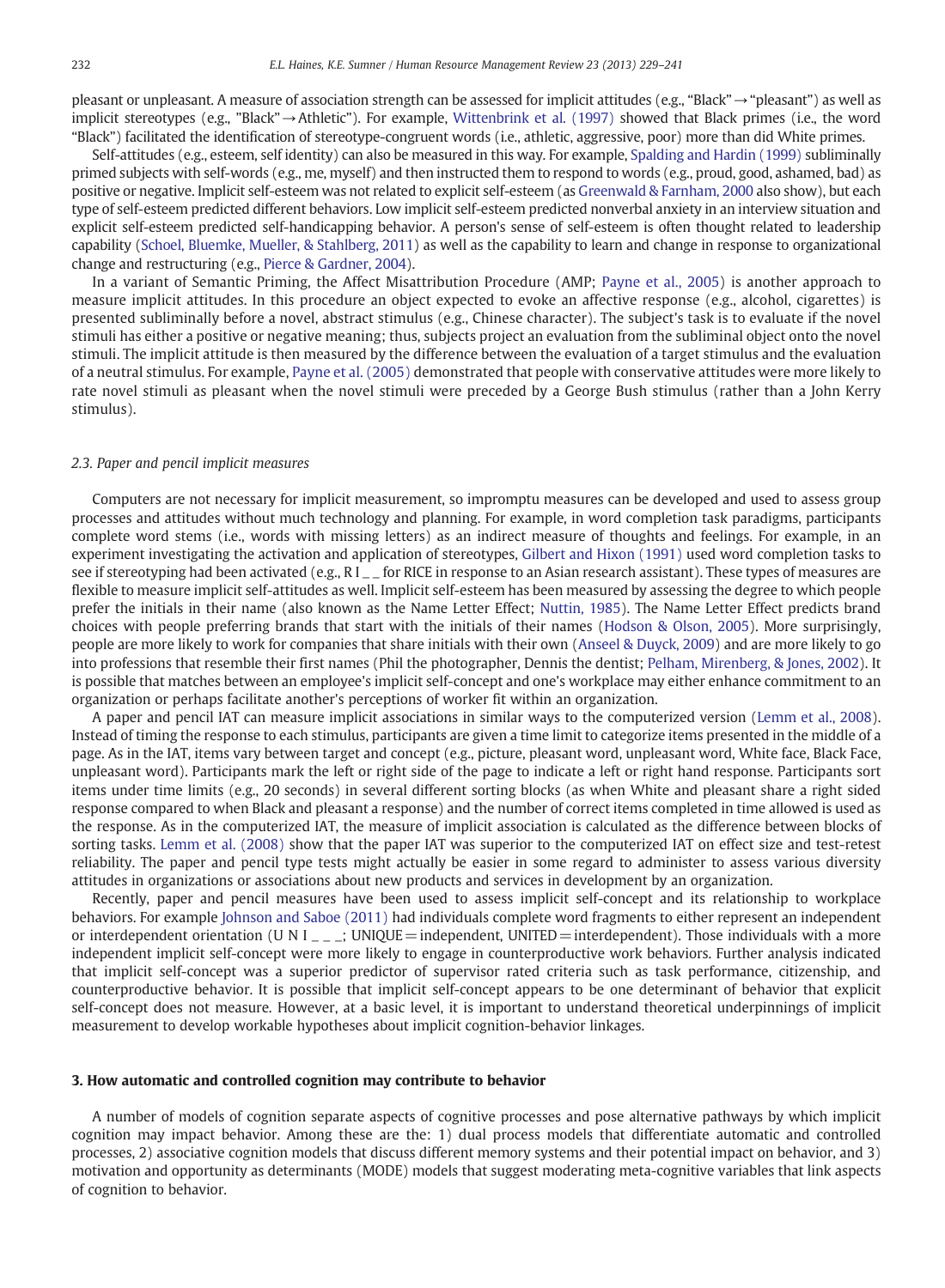pleasant or unpleasant. A measure of association strength can be assessed for implicit attitudes (e.g., "Black"→"pleasant") as well as implicit stereotypes (e.g., "Black"→Athletic"). For example, Wittenbrink et al. (1997) showed that Black primes (i.e., the word "Black") facilitated the identification of stereotype-congruent words (i.e., athletic, aggressive, poor) more than did White primes.

Self-attitudes (e.g., esteem, self identity) can also be measured in this way. For example, Spalding and Hardin (1999) subliminally primed subjects with self-words (e.g., me, myself) and then instructed them to respond to words (e.g., proud, good, ashamed, bad) as positive or negative. Implicit self-esteem was not related to explicit self-esteem (as Greenwald & Farnham, 2000 also show), but each type of self-esteem predicted different behaviors. Low implicit self-esteem predicted nonverbal anxiety in an interview situation and explicit self-esteem predicted self-handicapping behavior. A person's sense of self-esteem is often thought related to leadership capability (Schoel, Bluemke, Mueller, & Stahlberg, 2011) as well as the capability to learn and change in response to organizational change and restructuring (e.g., Pierce & Gardner, 2004).

In a variant of Semantic Priming, the Affect Misattribution Procedure (AMP; Payne et al., 2005) is another approach to measure implicit attitudes. In this procedure an object expected to evoke an affective response (e.g., alcohol, cigarettes) is presented subliminally before a novel, abstract stimulus (e.g., Chinese character). The subject's task is to evaluate if the novel stimuli has either a positive or negative meaning; thus, subjects project an evaluation from the subliminal object onto the novel stimuli. The implicit attitude is then measured by the difference between the evaluation of a target stimulus and the evaluation of a neutral stimulus. For example, Payne et al. (2005) demonstrated that people with conservative attitudes were more likely to rate novel stimuli as pleasant when the novel stimuli were preceded by a George Bush stimulus (rather than a John Kerry stimulus).

### 2.3. Paper and pencil implicit measures

Computers are not necessary for implicit measurement, so impromptu measures can be developed and used to assess group processes and attitudes without much technology and planning. For example, in word completion task paradigms, participants complete word stems (i.e., words with missing letters) as an indirect measure of thoughts and feelings. For example, in an experiment investigating the activation and application of stereotypes, Gilbert and Hixon (1991) used word completion tasks to see if stereotyping had been activated (e.g., R I _ _ for RICE in response to an Asian research assistant). These types of measures are flexible to measure implicit self-attitudes as well. Implicit self-esteem has been measured by assessing the degree to which people prefer the initials in their name (also known as the Name Letter Effect; Nuttin, 1985). The Name Letter Effect predicts brand choices with people preferring brands that start with the initials of their names (Hodson & Olson, 2005). More surprisingly, people are more likely to work for companies that share initials with their own (Anseel & Duyck, 2009) and are more likely to go into professions that resemble their first names (Phil the photographer, Dennis the dentist; Pelham, Mirenberg, & Jones, 2002). It is possible that matches between an employee's implicit self-concept and one's workplace may either enhance commitment to an organization or perhaps facilitate another's perceptions of worker fit within an organization.

A paper and pencil IAT can measure implicit associations in similar ways to the computerized version (Lemm et al., 2008). Instead of timing the response to each stimulus, participants are given a time limit to categorize items presented in the middle of a page. As in the IAT, items vary between target and concept (e.g., picture, pleasant word, unpleasant word, White face, Black Face, unpleasant word). Participants mark the left or right side of the page to indicate a left or right hand response. Participants sort items under time limits (e.g., 20 seconds) in several different sorting blocks (as when White and pleasant share a right sided response compared to when Black and pleasant a response) and the number of correct items completed in time allowed is used as the response. As in the computerized IAT, the measure of implicit association is calculated as the difference between blocks of sorting tasks. Lemm et al. (2008) show that the paper IAT was superior to the computerized IAT on effect size and test-retest reliability. The paper and pencil type tests might actually be easier in some regard to administer to assess various diversity attitudes in organizations or associations about new products and services in development by an organization.

Recently, paper and pencil measures have been used to assess implicit self-concept and its relationship to workplace behaviors. For example Johnson and Saboe (2011) had individuals complete word fragments to either represent an independent or interdependent orientation (U N I _ _ _; UNIQUE = independent, UNITED = interdependent). Those individuals with a more independent implicit self-concept were more likely to engage in counterproductive work behaviors. Further analysis indicated that implicit self-concept was a superior predictor of supervisor rated criteria such as task performance, citizenship, and counterproductive behavior. It is possible that implicit self-concept appears to be one determinant of behavior that explicit self-concept does not measure. However, at a basic level, it is important to understand theoretical underpinnings of implicit measurement to develop workable hypotheses about implicit cognition-behavior linkages.

## 3. How automatic and controlled cognition may contribute to behavior

A number of models of cognition separate aspects of cognitive processes and pose alternative pathways by which implicit cognition may impact behavior. Among these are the: 1) dual process models that differentiate automatic and controlled processes, 2) associative cognition models that discuss different memory systems and their potential impact on behavior, and 3) motivation and opportunity as determinants (MODE) models that suggest moderating meta-cognitive variables that link aspects of cognition to behavior.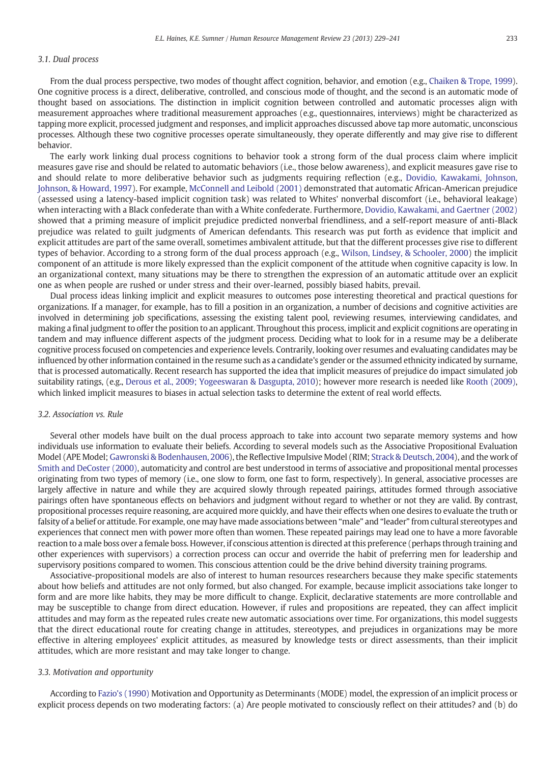### 3.1. Dual process

From the dual process perspective, two modes of thought affect cognition, behavior, and emotion (e.g., Chaiken & Trope, 1999). One cognitive process is a direct, deliberative, controlled, and conscious mode of thought, and the second is an automatic mode of thought based on associations. The distinction in implicit cognition between controlled and automatic processes align with measurement approaches where traditional measurement approaches (e.g., questionnaires, interviews) might be characterized as tapping more explicit, processed judgment and responses, and implicit approaches discussed above tap more automatic, unconscious processes. Although these two cognitive processes operate simultaneously, they operate differently and may give rise to different behavior.

The early work linking dual process cognitions to behavior took a strong form of the dual process claim where implicit measures gave rise and should be related to automatic behaviors (i.e., those below awareness), and explicit measures gave rise to and should relate to more deliberative behavior such as judgments requiring reflection (e.g., Dovidio, Kawakami, Johnson, Johnson, & Howard, 1997). For example, McConnell and Leibold (2001) demonstrated that automatic African-American prejudice (assessed using a latency-based implicit cognition task) was related to Whites' nonverbal discomfort (i.e., behavioral leakage) when interacting with a Black confederate than with a White confederate. Furthermore, Dovidio, Kawakami, and Gaertner (2002) showed that a priming measure of implicit prejudice predicted nonverbal friendliness, and a self-report measure of anti-Black prejudice was related to guilt judgments of American defendants. This research was put forth as evidence that implicit and explicit attitudes are part of the same overall, sometimes ambivalent attitude, but that the different processes give rise to different types of behavior. According to a strong form of the dual process approach (e.g., Wilson, Lindsey, & Schooler, 2000) the implicit component of an attitude is more likely expressed than the explicit component of the attitude when cognitive capacity is low. In an organizational context, many situations may be there to strengthen the expression of an automatic attitude over an explicit one as when people are rushed or under stress and their over-learned, possibly biased habits, prevail.

Dual process ideas linking implicit and explicit measures to outcomes pose interesting theoretical and practical questions for organizations. If a manager, for example, has to fill a position in an organization, a number of decisions and cognitive activities are involved in determining job specifications, assessing the existing talent pool, reviewing resumes, interviewing candidates, and making a final judgment to offer the position to an applicant. Throughout this process, implicit and explicit cognitions are operating in tandem and may influence different aspects of the judgment process. Deciding what to look for in a resume may be a deliberate cognitive process focused on competencies and experience levels. Contrarily, looking over resumes and evaluating candidates may be influenced by other information contained in the resume such as a candidate's gender or the assumed ethnicity indicated by surname, that is processed automatically. Recent research has supported the idea that implicit measures of prejudice do impact simulated job suitability ratings, (e.g., Derous et al., 2009; Yogeeswaran & Dasgupta, 2010); however more research is needed like Rooth (2009), which linked implicit measures to biases in actual selection tasks to determine the extent of real world effects.

### 3.2. Association vs. Rule

Several other models have built on the dual process approach to take into account two separate memory systems and how individuals use information to evaluate their beliefs. According to several models such as the Associative Propositional Evaluation Model (APE Model; Gawronski & Bodenhausen, 2006), the Reflective Impulsive Model (RIM; Strack & Deutsch, 2004), and the work of Smith and DeCoster (2000), automaticity and control are best understood in terms of associative and propositional mental processes originating from two types of memory (i.e., one slow to form, one fast to form, respectively). In general, associative processes are largely affective in nature and while they are acquired slowly through repeated pairings, attitudes formed through associative pairings often have spontaneous effects on behaviors and judgment without regard to whether or not they are valid. By contrast, propositional processes require reasoning, are acquired more quickly, and have their effects when one desires to evaluate the truth or falsity of a belief or attitude. For example, one may have made associations between "male" and "leader" from cultural stereotypes and experiences that connect men with power more often than women. These repeated pairings may lead one to have a more favorable reaction to a male boss over a female boss. However, if conscious attention is directed at this preference (perhaps through training and other experiences with supervisors) a correction process can occur and override the habit of preferring men for leadership and supervisory positions compared to women. This conscious attention could be the drive behind diversity training programs.

Associative-propositional models are also of interest to human resources researchers because they make specific statements about how beliefs and attitudes are not only formed, but also changed. For example, because implicit associations take longer to form and are more like habits, they may be more difficult to change. Explicit, declarative statements are more controllable and may be susceptible to change from direct education. However, if rules and propositions are repeated, they can affect implicit attitudes and may form as the repeated rules create new automatic associations over time. For organizations, this model suggests that the direct educational route for creating change in attitudes, stereotypes, and prejudices in organizations may be more effective in altering employees' explicit attitudes, as measured by knowledge tests or direct assessments, than their implicit attitudes, which are more resistant and may take longer to change.

### 3.3. Motivation and opportunity

According to Fazio's (1990) Motivation and Opportunity as Determinants (MODE) model, the expression of an implicit process or explicit process depends on two moderating factors: (a) Are people motivated to consciously reflect on their attitudes? and (b) do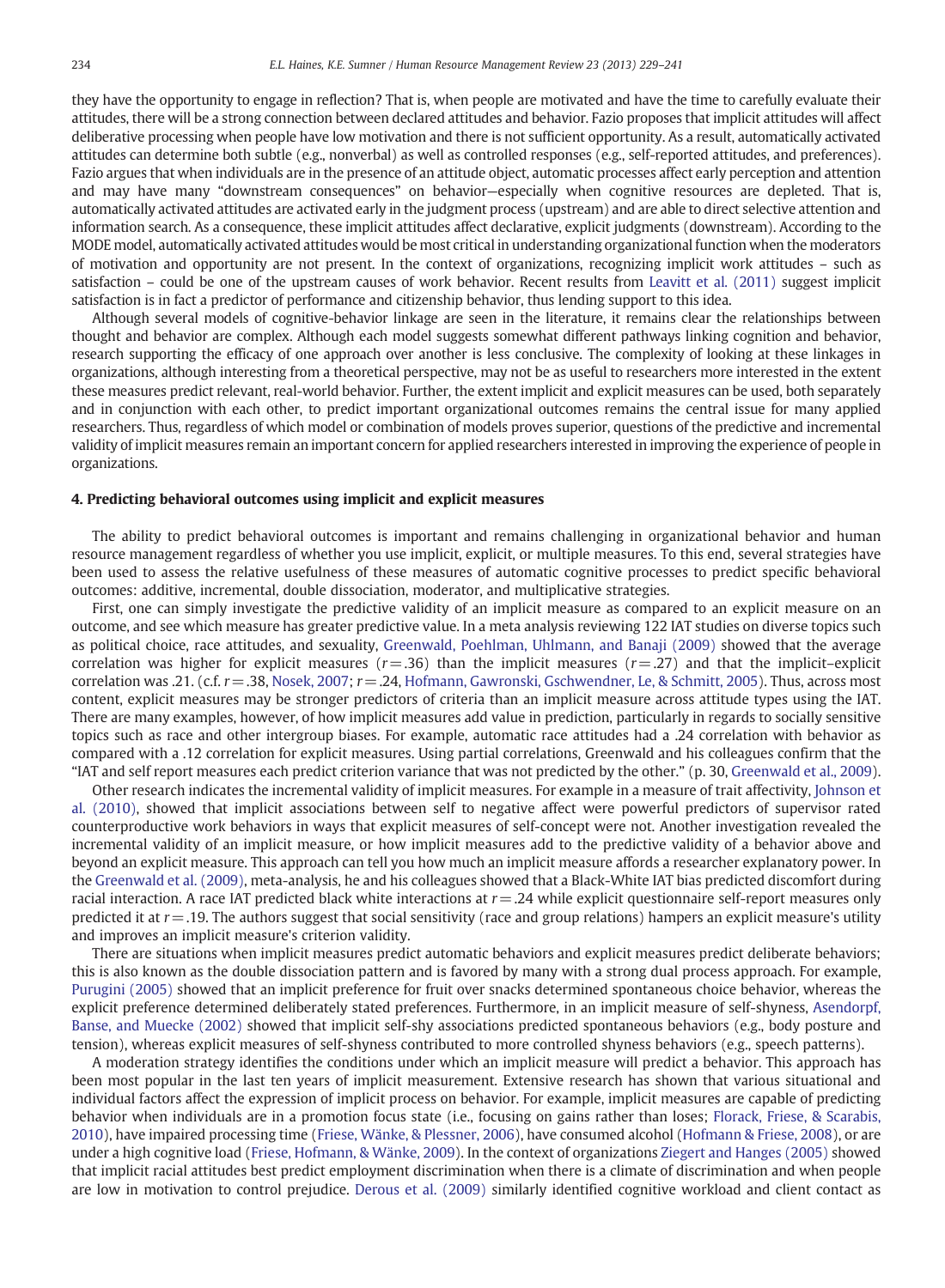they have the opportunity to engage in reflection? That is, when people are motivated and have the time to carefully evaluate their attitudes, there will be a strong connection between declared attitudes and behavior. Fazio proposes that implicit attitudes will affect deliberative processing when people have low motivation and there is not sufficient opportunity. As a result, automatically activated attitudes can determine both subtle (e.g., nonverbal) as well as controlled responses (e.g., self-reported attitudes, and preferences). Fazio argues that when individuals are in the presence of an attitude object, automatic processes affect early perception and attention and may have many "downstream consequences" on behavior—especially when cognitive resources are depleted. That is, automatically activated attitudes are activated early in the judgment process (upstream) and are able to direct selective attention and information search. As a consequence, these implicit attitudes affect declarative, explicit judgments (downstream). According to the MODE model, automatically activated attitudes would be most critical in understanding organizational function when the moderators of motivation and opportunity are not present. In the context of organizations, recognizing implicit work attitudes – such as satisfaction – could be one of the upstream causes of work behavior. Recent results from Leavitt et al. (2011) suggest implicit satisfaction is in fact a predictor of performance and citizenship behavior, thus lending support to this idea.

Although several models of cognitive-behavior linkage are seen in the literature, it remains clear the relationships between thought and behavior are complex. Although each model suggests somewhat different pathways linking cognition and behavior, research supporting the efficacy of one approach over another is less conclusive. The complexity of looking at these linkages in organizations, although interesting from a theoretical perspective, may not be as useful to researchers more interested in the extent these measures predict relevant, real-world behavior. Further, the extent implicit and explicit measures can be used, both separately and in conjunction with each other, to predict important organizational outcomes remains the central issue for many applied researchers. Thus, regardless of which model or combination of models proves superior, questions of the predictive and incremental validity of implicit measures remain an important concern for applied researchers interested in improving the experience of people in organizations.

## 4. Predicting behavioral outcomes using implicit and explicit measures

The ability to predict behavioral outcomes is important and remains challenging in organizational behavior and human resource management regardless of whether you use implicit, explicit, or multiple measures. To this end, several strategies have been used to assess the relative usefulness of these measures of automatic cognitive processes to predict specific behavioral outcomes: additive, incremental, double dissociation, moderator, and multiplicative strategies.

First, one can simply investigate the predictive validity of an implicit measure as compared to an explicit measure on an outcome, and see which measure has greater predictive value. In a meta analysis reviewing 122 IAT studies on diverse topics such as political choice, race attitudes, and sexuality, Greenwald, Poehlman, Uhlmann, and Banaji (2009) showed that the average correlation was higher for explicit measures ($r = .36$) than the implicit measures ($r = .27$) and that the implicit–explicit correlation was .21. (c.f. $r = .38$, Nosek, 2007; $r = .24$, Hofmann, Gawronski, Gschwendner, Le, & Schmitt, 2005). Thus, across most content, explicit measures may be stronger predictors of criteria than an implicit measure across attitude types using the IAT. There are many examples, however, of how implicit measures add value in prediction, particularly in regards to socially sensitive topics such as race and other intergroup biases. For example, automatic race attitudes had a .24 correlation with behavior as compared with a .12 correlation for explicit measures. Using partial correlations, Greenwald and his colleagues confirm that the "IAT and self report measures each predict criterion variance that was not predicted by the other." (p. 30, Greenwald et al., 2009).

Other research indicates the incremental validity of implicit measures. For example in a measure of trait affectivity, Johnson et al. (2010), showed that implicit associations between self to negative affect were powerful predictors of supervisor rated counterproductive work behaviors in ways that explicit measures of self-concept were not. Another investigation revealed the incremental validity of an implicit measure, or how implicit measures add to the predictive validity of a behavior above and beyond an explicit measure. This approach can tell you how much an implicit measure affords a researcher explanatory power. In the Greenwald et al. (2009), meta-analysis, he and his colleagues showed that a Black-White IAT bias predicted discomfort during racial interaction. A race IAT predicted black white interactions at $r = .24$ while explicit questionnaire self-report measures only predicted it at $r = .19$. The authors suggest that social sensitivity (race and group relations) hampers an explicit measure's utility and improves an implicit measure's criterion validity.

There are situations when implicit measures predict automatic behaviors and explicit measures predict deliberate behaviors; this is also known as the double dissociation pattern and is favored by many with a strong dual process approach. For example, Purugini (2005) showed that an implicit preference for fruit over snacks determined spontaneous choice behavior, whereas the explicit preference determined deliberately stated preferences. Furthermore, in an implicit measure of self-shyness, Asendorpf, Banse, and Muecke (2002) showed that implicit self-shy associations predicted spontaneous behaviors (e.g., body posture and tension), whereas explicit measures of self-shyness contributed to more controlled shyness behaviors (e.g., speech patterns).

A moderation strategy identifies the conditions under which an implicit measure will predict a behavior. This approach has been most popular in the last ten years of implicit measurement. Extensive research has shown that various situational and individual factors affect the expression of implicit process on behavior. For example, implicit measures are capable of predicting behavior when individuals are in a promotion focus state (i.e., focusing on gains rather than loses; Florack, Friese, & Scarabis, 2010), have impaired processing time (Friese, Wänke, & Plessner, 2006), have consumed alcohol (Hofmann & Friese, 2008), or are under a high cognitive load (Friese, Hofmann, & Wänke, 2009). In the context of organizations Ziegert and Hanges (2005) showed that implicit racial attitudes best predict employment discrimination when there is a climate of discrimination and when people are low in motivation to control prejudice. Derous et al. (2009) similarly identified cognitive workload and client contact as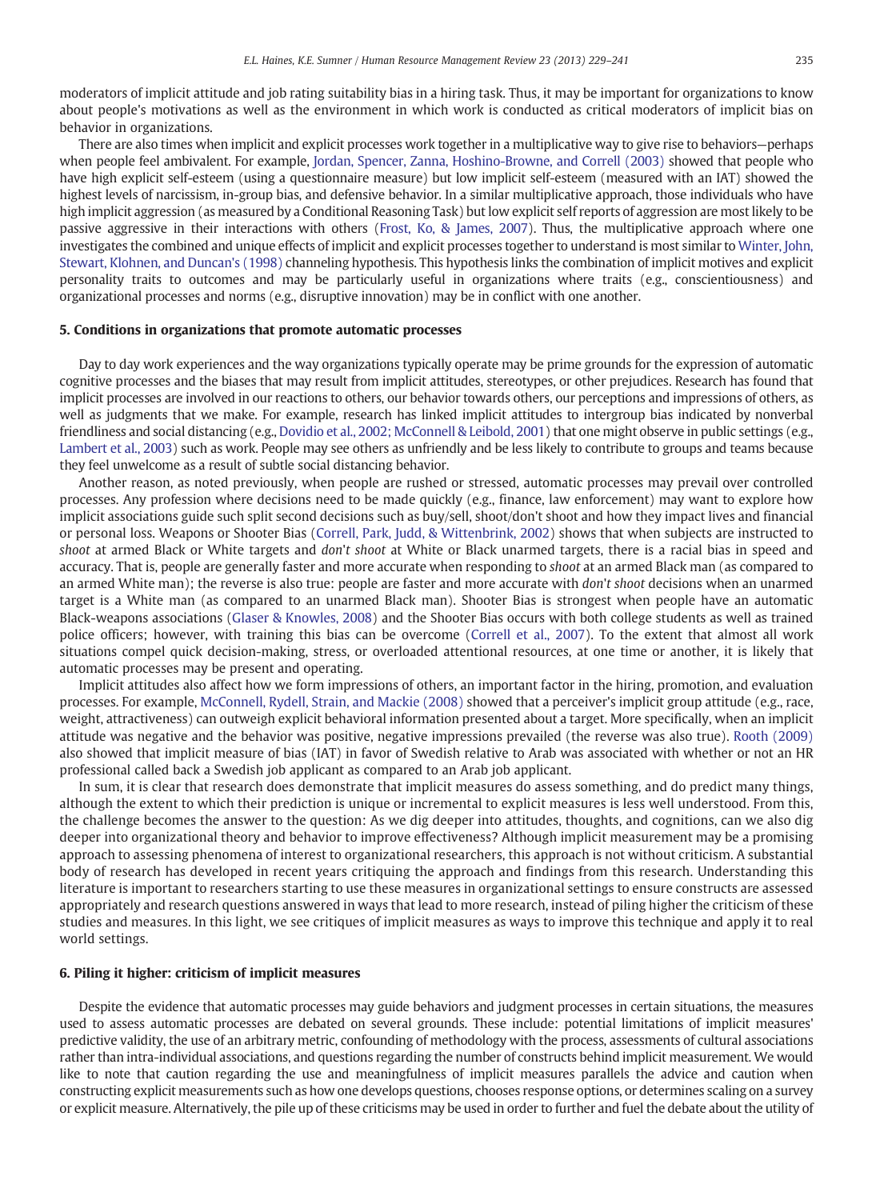moderators of implicit attitude and job rating suitability bias in a hiring task. Thus, it may be important for organizations to know about people's motivations as well as the environment in which work is conducted as critical moderators of implicit bias on behavior in organizations.

There are also times when implicit and explicit processes work together in a multiplicative way to give rise to behaviors—perhaps when people feel ambivalent. For example, Jordan, Spencer, Zanna, Hoshino-Browne, and Correll (2003) showed that people who have high explicit self-esteem (using a questionnaire measure) but low implicit self-esteem (measured with an IAT) showed the highest levels of narcissism, in-group bias, and defensive behavior. In a similar multiplicative approach, those individuals who have high implicit aggression (as measured by a Conditional Reasoning Task) but low explicit self reports of aggression are most likely to be passive aggressive in their interactions with others (Frost, Ko, & James, 2007). Thus, the multiplicative approach where one investigates the combined and unique effects of implicit and explicit processes together to understand is most similar to Winter, John, Stewart, Klohnen, and Duncan's (1998) channeling hypothesis. This hypothesis links the combination of implicit motives and explicit personality traits to outcomes and may be particularly useful in organizations where traits (e.g., conscientiousness) and organizational processes and norms (e.g., disruptive innovation) may be in conflict with one another.

## 5. Conditions in organizations that promote automatic processes

Day to day work experiences and the way organizations typically operate may be prime grounds for the expression of automatic cognitive processes and the biases that may result from implicit attitudes, stereotypes, or other prejudices. Research has found that implicit processes are involved in our reactions to others, our behavior towards others, our perceptions and impressions of others, as well as judgments that we make. For example, research has linked implicit attitudes to intergroup bias indicated by nonverbal friendliness and social distancing (e.g., Dovidio et al., 2002; McConnell & Leibold, 2001) that one might observe in public settings (e.g., Lambert et al., 2003) such as work. People may see others as unfriendly and be less likely to contribute to groups and teams because they feel unwelcome as a result of subtle social distancing behavior.

Another reason, as noted previously, when people are rushed or stressed, automatic processes may prevail over controlled processes. Any profession where decisions need to be made quickly (e.g., finance, law enforcement) may want to explore how implicit associations guide such split second decisions such as buy/sell, shoot/don't shoot and how they impact lives and financial or personal loss. Weapons or Shooter Bias (Correll, Park, Judd, & Wittenbrink, 2002) shows that when subjects are instructed to *shoot* at armed Black or White targets and *don't shoot* at White or Black unarmed targets, there is a racial bias in speed and accuracy. That is, people are generally faster and more accurate when responding to *shoot* at an armed Black man (as compared to an armed White man); the reverse is also true: people are faster and more accurate with *don't shoot* decisions when an unarmed target is a White man (as compared to an unarmed Black man). Shooter Bias is strongest when people have an automatic Black-weapons associations (Glaser & Knowles, 2008) and the Shooter Bias occurs with both college students as well as trained police officers; however, with training this bias can be overcome (Correll et al., 2007). To the extent that almost all work situations compel quick decision-making, stress, or overloaded attentional resources, at one time or another, it is likely that automatic processes may be present and operating.

Implicit attitudes also affect how we form impressions of others, an important factor in the hiring, promotion, and evaluation processes. For example, McConnell, Rydell, Strain, and Mackie (2008) showed that a perceiver's implicit group attitude (e.g., race, weight, attractiveness) can outweigh explicit behavioral information presented about a target. More specifically, when an implicit attitude was negative and the behavior was positive, negative impressions prevailed (the reverse was also true). Rooth (2009) also showed that implicit measure of bias (IAT) in favor of Swedish relative to Arab was associated with whether or not an HR professional called back a Swedish job applicant as compared to an Arab job applicant.

In sum, it is clear that research does demonstrate that implicit measures do assess something, and do predict many things, although the extent to which their prediction is unique or incremental to explicit measures is less well understood. From this, the challenge becomes the answer to the question: As we dig deeper into attitudes, thoughts, and cognitions, can we also dig deeper into organizational theory and behavior to improve effectiveness? Although implicit measurement may be a promising approach to assessing phenomena of interest to organizational researchers, this approach is not without criticism. A substantial body of research has developed in recent years critiquing the approach and findings from this research. Understanding this literature is important to researchers starting to use these measures in organizational settings to ensure constructs are assessed appropriately and research questions answered in ways that lead to more research, instead of piling higher the criticism of these studies and measures. In this light, we see critiques of implicit measures as ways to improve this technique and apply it to real world settings.

## 6. Piling it higher: criticism of implicit measures

Despite the evidence that automatic processes may guide behaviors and judgment processes in certain situations, the measures used to assess automatic processes are debated on several grounds. These include: potential limitations of implicit measures' predictive validity, the use of an arbitrary metric, confounding of methodology with the process, assessments of cultural associations rather than intra-individual associations, and questions regarding the number of constructs behind implicit measurement. We would like to note that caution regarding the use and meaningfulness of implicit measures parallels the advice and caution when constructing explicit measurements such as how one develops questions, chooses response options, or determines scaling on a survey or explicit measure. Alternatively, the pile up of these criticisms may be used in order to further and fuel the debate about the utility of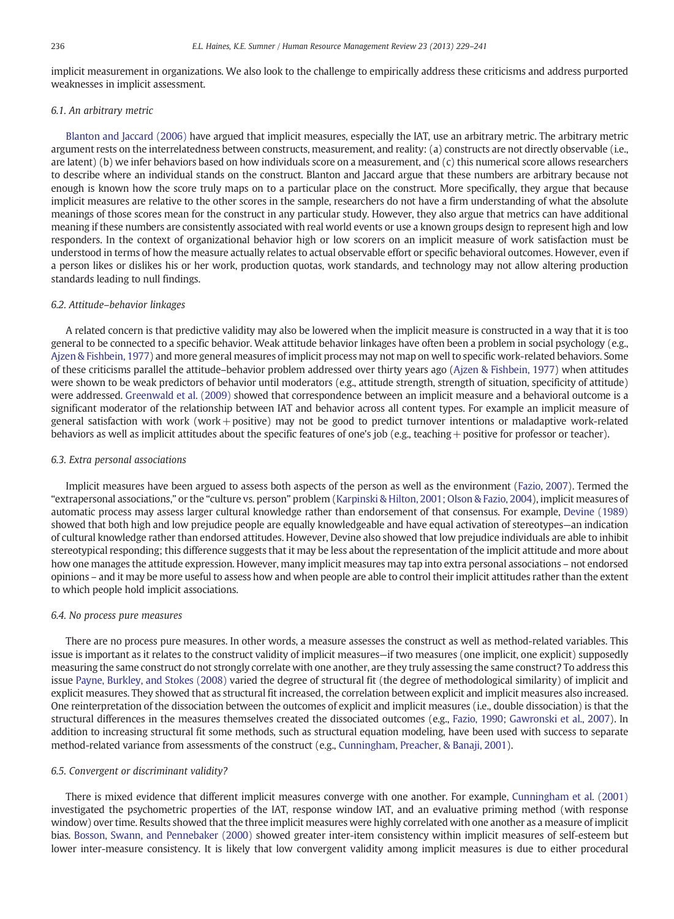implicit measurement in organizations. We also look to the challenge to empirically address these criticisms and address purported weaknesses in implicit assessment.

### 6.1. An arbitrary metric

Blanton and Jaccard (2006) have argued that implicit measures, especially the IAT, use an arbitrary metric. The arbitrary metric argument rests on the interrelatedness between constructs, measurement, and reality: (a) constructs are not directly observable (i.e., are latent) (b) we infer behaviors based on how individuals score on a measurement, and (c) this numerical score allows researchers to describe where an individual stands on the construct. Blanton and Jaccard argue that these numbers are arbitrary because not enough is known how the score truly maps on to a particular place on the construct. More specifically, they argue that because implicit measures are relative to the other scores in the sample, researchers do not have a firm understanding of what the absolute meanings of those scores mean for the construct in any particular study. However, they also argue that metrics can have additional meaning if these numbers are consistently associated with real world events or use a known groups design to represent high and low responders. In the context of organizational behavior high or low scorers on an implicit measure of work satisfaction must be understood in terms of how the measure actually relates to actual observable effort or specific behavioral outcomes. However, even if a person likes or dislikes his or her work, production quotas, work standards, and technology may not allow altering production standards leading to null findings.

### 6.2. Attitude–behavior linkages

A related concern is that predictive validity may also be lowered when the implicit measure is constructed in a way that it is too general to be connected to a specific behavior. Weak attitude behavior linkages have often been a problem in social psychology (e.g., Ajzen & Fishbein, 1977) and more general measures of implicit process may not map on well to specific work-related behaviors. Some of these criticisms parallel the attitude–behavior problem addressed over thirty years ago (Ajzen & Fishbein, 1977) when attitudes were shown to be weak predictors of behavior until moderators (e.g., attitude strength, strength of situation, specificity of attitude) were addressed. Greenwald et al. (2009) showed that correspondence between an implicit measure and a behavioral outcome is a significant moderator of the relationship between IAT and behavior across all content types. For example an implicit measure of general satisfaction with work (work + positive) may not be good to predict turnover intentions or maladaptive work-related behaviors as well as implicit attitudes about the specific features of one's job (e.g., teaching + positive for professor or teacher).

### 6.3. Extra personal associations

Implicit measures have been argued to assess both aspects of the person as well as the environment (Fazio, 2007). Termed the "extrapersonal associations," or the "culture vs. person" problem (Karpinski & Hilton, 2001; Olson & Fazio, 2004), implicit measures of automatic process may assess larger cultural knowledge rather than endorsement of that consensus. For example, Devine (1989) showed that both high and low prejudice people are equally knowledgeable and have equal activation of stereotypes—an indication of cultural knowledge rather than endorsed attitudes. However, Devine also showed that low prejudice individuals are able to inhibit stereotypical responding; this difference suggests that it may be less about the representation of the implicit attitude and more about how one manages the attitude expression. However, many implicit measures may tap into extra personal associations – not endorsed opinions – and it may be more useful to assess how and when people are able to control their implicit attitudes rather than the extent to which people hold implicit associations.

### 6.4. No process pure measures

There are no process pure measures. In other words, a measure assesses the construct as well as method-related variables. This issue is important as it relates to the construct validity of implicit measures—if two measures (one implicit, one explicit) supposedly measuring the same construct do not strongly correlate with one another, are they truly assessing the same construct? To address this issue Payne, Burkley, and Stokes (2008) varied the degree of structural fit (the degree of methodological similarity) of implicit and explicit measures. They showed that as structural fit increased, the correlation between explicit and implicit measures also increased. One reinterpretation of the dissociation between the outcomes of explicit and implicit measures (i.e., double dissociation) is that the structural differences in the measures themselves created the dissociated outcomes (e.g., Fazio, 1990; Gawronski et al., 2007). In addition to increasing structural fit some methods, such as structural equation modeling, have been used with success to separate method-related variance from assessments of the construct (e.g., Cunningham, Preacher, & Banaji, 2001).

### 6.5. Convergent or discriminant validity?

There is mixed evidence that different implicit measures converge with one another. For example, Cunningham et al. (2001) investigated the psychometric properties of the IAT, response window IAT, and an evaluative priming method (with response window) over time. Results showed that the three implicit measures were highly correlated with one another as a measure of implicit bias. Bosson, Swann, and Pennebaker (2000) showed greater inter-item consistency within implicit measures of self-esteem but lower inter-measure consistency. It is likely that low convergent validity among implicit measures is due to either procedural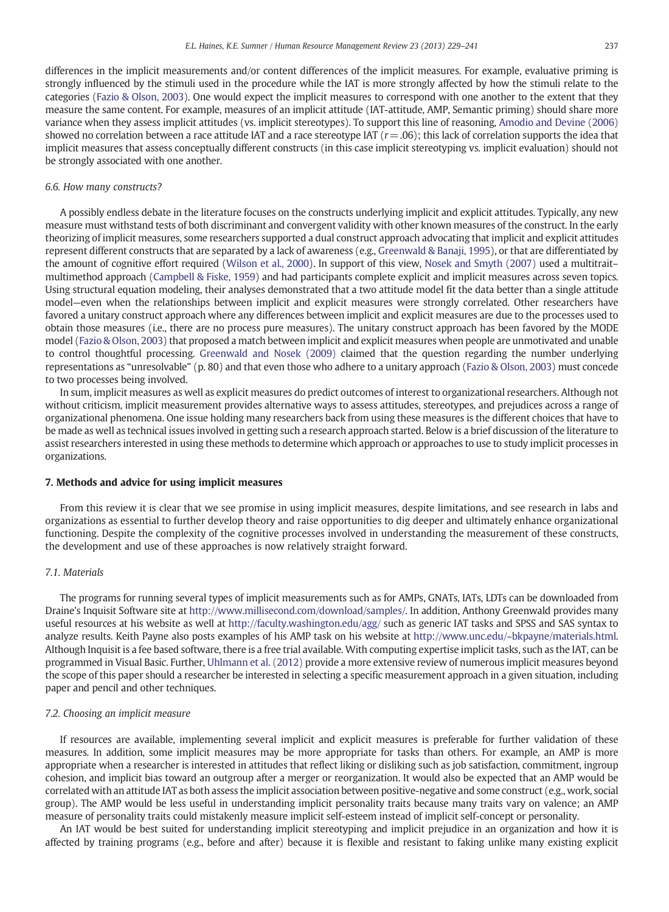differences in the implicit measurements and/or content differences of the implicit measures. For example, evaluative priming is strongly influenced by the stimuli used in the procedure while the IAT is more strongly affected by how the stimuli relate to the categories (Fazio & Olson, 2003). One would expect the implicit measures to correspond with one another to the extent that they measure the same content. For example, measures of an implicit attitude (IAT-attitude, AMP, Semantic priming) should share more variance when they assess implicit attitudes (vs. implicit stereotypes). To support this line of reasoning, Amodio and Devine (2006) showed no correlation between a race attitude IAT and a race stereotype IAT ($r = .06$); this lack of correlation supports the idea that implicit measures that assess conceptually different constructs (in this case implicit stereotyping vs. implicit evaluation) should not be strongly associated with one another.

### 6.6. How many constructs?

A possibly endless debate in the literature focuses on the constructs underlying implicit and explicit attitudes. Typically, any new measure must withstand tests of both discriminant and convergent validity with other known measures of the construct. In the early theorizing of implicit measures, some researchers supported a dual construct approach advocating that implicit and explicit attitudes represent different constructs that are separated by a lack of awareness (e.g., Greenwald & Banaji, 1995), or that are differentiated by the amount of cognitive effort required (Wilson et al., 2000). In support of this view, Nosek and Smyth (2007) used a multitrait–multimethod approach (Campbell & Fiske, 1959) and had participants complete explicit and implicit measures across seven topics. Using structural equation modeling, their analyses demonstrated that a two attitude model fit the data better than a single attitude model—even when the relationships between implicit and explicit measures were strongly correlated. Other researchers have favored a unitary construct approach where any differences between implicit and explicit measures are due to the processes used to obtain those measures (i.e., there are no process pure measures). The unitary construct approach has been favored by the MODE model (Fazio & Olson, 2003) that proposed a match between implicit and explicit measures when people are unmotivated and unable to control thoughtful processing. Greenwald and Nosek (2009) claimed that the question regarding the number underlying representations as "unresolvable" (p. 80) and that even those who adhere to a unitary approach (Fazio & Olson, 2003) must concede to two processes being involved.

In sum, implicit measures as well as explicit measures do predict outcomes of interest to organizational researchers. Although not without criticism, implicit measurement provides alternative ways to assess attitudes, stereotypes, and prejudices across a range of organizational phenomena. One issue holding many researchers back from using these measures is the different choices that have to be made as well as technical issues involved in getting such a research approach started. Below is a brief discussion of the literature to assist researchers interested in using these methods to determine which approach or approaches to use to study implicit processes in organizations.

## 7. Methods and advice for using implicit measures

From this review it is clear that we see promise in using implicit measures, despite limitations, and see research in labs and organizations as essential to further develop theory and raise opportunities to dig deeper and ultimately enhance organizational functioning. Despite the complexity of the cognitive processes involved in understanding the measurement of these constructs, the development and use of these approaches is now relatively straight forward.

### 7.1. Materials

The programs for running several types of implicit measurements such as for AMPs, GNATs, IATs, LDTs can be downloaded from Draine's Inquisit Software site at http://www.millisecond.com/download/samples/. In addition, Anthony Greenwald provides many useful resources at his website as well at http://faculty.washington.edu/agg/ such as generic IAT tasks and SPSS and SAS syntax to analyze results. Keith Payne also posts examples of his AMP task on his website at http://www.unc.edu/~bkpayne/materials.html. Although Inquisit is a fee based software, there is a free trial available. With computing expertise implicit tasks, such as the IAT, can be programmed in Visual Basic. Further, Uhlmann et al. (2012) provide a more extensive review of numerous implicit measures beyond the scope of this paper should a researcher be interested in selecting a specific measurement approach in a given situation, including paper and pencil and other techniques.

### 7.2. Choosing an implicit measure

If resources are available, implementing several implicit and explicit measures is preferable for further validation of these measures. In addition, some implicit measures may be more appropriate for tasks than others. For example, an AMP is more appropriate when a researcher is interested in attitudes that reflect liking or disliking such as job satisfaction, commitment, ingroup cohesion, and implicit bias toward an outgroup after a merger or reorganization. It would also be expected that an AMP would be correlated with an attitude IAT as both assess the implicit association between positive-negative and some construct (e.g., work, social group). The AMP would be less useful in understanding implicit personality traits because many traits vary on valence; an AMP measure of personality traits could mistakenly measure implicit self-esteem instead of implicit self-concept or personality.

An IAT would be best suited for understanding implicit stereotyping and implicit prejudice in an organization and how it is affected by training programs (e.g., before and after) because it is flexible and resistant to faking unlike many existing explicit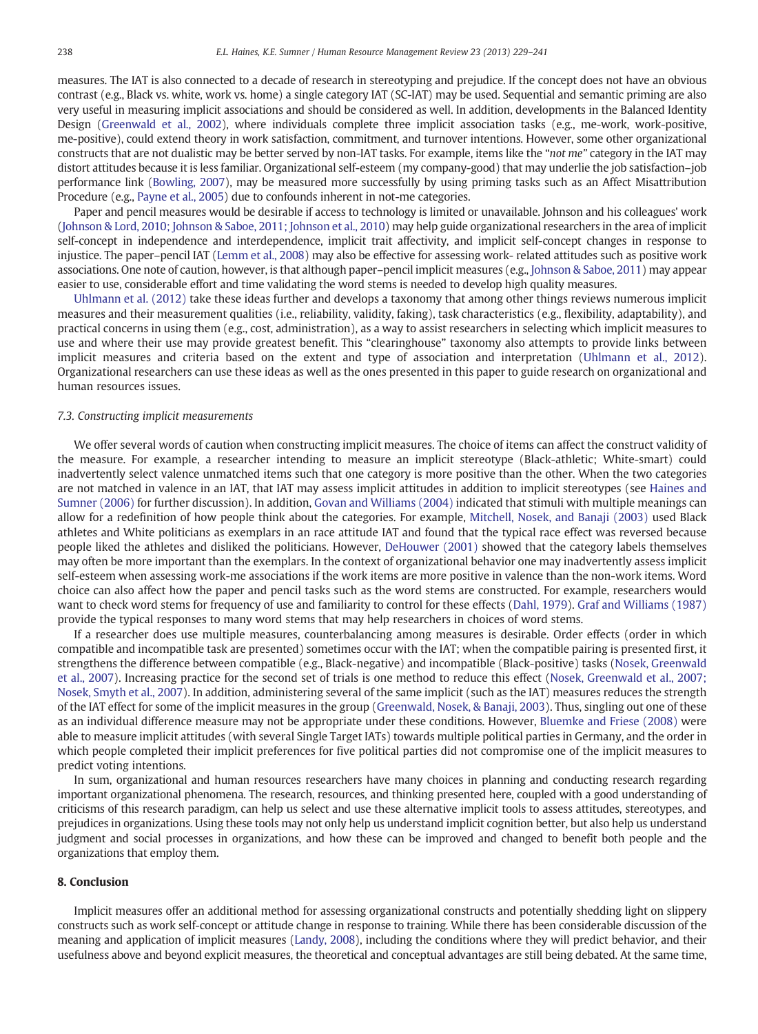measures. The IAT is also connected to a decade of research in stereotyping and prejudice. If the concept does not have an obvious contrast (e.g., Black vs. white, work vs. home) a single category IAT (SC-IAT) may be used. Sequential and semantic priming are also very useful in measuring implicit associations and should be considered as well. In addition, developments in the Balanced Identity Design (Greenwald et al., 2002), where individuals complete three implicit association tasks (e.g., me-work, work-positive, me-positive), could extend theory in work satisfaction, commitment, and turnover intentions. However, some other organizational constructs that are not dualistic may be better served by non-IAT tasks. For example, items like the "*not me*" category in the IAT may distort attitudes because it is less familiar. Organizational self-esteem (my company-good) that may underlie the job satisfaction–job performance link (Bowling, 2007), may be measured more successfully by using priming tasks such as an Affect Misattribution Procedure (e.g., Payne et al., 2005) due to confounds inherent in not-me categories.

Paper and pencil measures would be desirable if access to technology is limited or unavailable. Johnson and his colleagues' work (Johnson & Lord, 2010; Johnson & Saboe, 2011; Johnson et al., 2010) may help guide organizational researchers in the area of implicit self-concept in independence and interdependence, implicit trait affectivity, and implicit self-concept changes in response to injustice. The paper–pencil IAT (Lemm et al., 2008) may also be effective for assessing work- related attitudes such as positive work associations. One note of caution, however, is that although paper–pencil implicit measures (e.g., Johnson & Saboe, 2011) may appear easier to use, considerable effort and time validating the word stems is needed to develop high quality measures.

Uhlmann et al. (2012) take these ideas further and develops a taxonomy that among other things reviews numerous implicit measures and their measurement qualities (i.e., reliability, validity, faking), task characteristics (e.g., flexibility, adaptability), and practical concerns in using them (e.g., cost, administration), as a way to assist researchers in selecting which implicit measures to use and where their use may provide greatest benefit. This "clearinghouse" taxonomy also attempts to provide links between implicit measures and criteria based on the extent and type of association and interpretation (Uhlmann et al., 2012). Organizational researchers can use these ideas as well as the ones presented in this paper to guide research on organizational and human resources issues.

### *7.3. Constructing implicit measurements*

We offer several words of caution when constructing implicit measures. The choice of items can affect the construct validity of the measure. For example, a researcher intending to measure an implicit stereotype (Black-athletic; White-smart) could inadvertently select valence unmatched items such that one category is more positive than the other. When the two categories are not matched in valence in an IAT, that IAT may assess implicit attitudes in addition to implicit stereotypes (see Haines and Sumner (2006) for further discussion). In addition, Govan and Williams (2004) indicated that stimuli with multiple meanings can allow for a redefinition of how people think about the categories. For example, Mitchell, Nosek, and Banaji (2003) used Black athletes and White politicians as exemplars in an race attitude IAT and found that the typical race effect was reversed because people liked the athletes and disliked the politicians. However, DeHouwer (2001) showed that the category labels themselves may often be more important than the exemplars. In the context of organizational behavior one may inadvertently assess implicit self-esteem when assessing work-me associations if the work items are more positive in valence than the non-work items. Word choice can also affect how the paper and pencil tasks such as the word stems are constructed. For example, researchers would want to check word stems for frequency of use and familiarity to control for these effects (Dahl, 1979). Graf and Williams (1987) provide the typical responses to many word stems that may help researchers in choices of word stems.

If a researcher does use multiple measures, counterbalancing among measures is desirable. Order effects (order in which compatible and incompatible task are presented) sometimes occur with the IAT; when the compatible pairing is presented first, it strengthens the difference between compatible (e.g., Black-negative) and incompatible (Black-positive) tasks (Nosek, Greenwald et al., 2007). Increasing practice for the second set of trials is one method to reduce this effect (Nosek, Greenwald et al., 2007; Nosek, Smyth et al., 2007). In addition, administering several of the same implicit (such as the IAT) measures reduces the strength of the IAT effect for some of the implicit measures in the group (Greenwald, Nosek, & Banaji, 2003). Thus, singling out one of these as an individual difference measure may not be appropriate under these conditions. However, Bluemke and Friese (2008) were able to measure implicit attitudes (with several Single Target IATs) towards multiple political parties in Germany, and the order in which people completed their implicit preferences for five political parties did not compromise one of the implicit measures to predict voting intentions.

In sum, organizational and human resources researchers have many choices in planning and conducting research regarding important organizational phenomena. The research, resources, and thinking presented here, coupled with a good understanding of criticisms of this research paradigm, can help us select and use these alternative implicit tools to assess attitudes, stereotypes, and prejudices in organizations. Using these tools may not only help us understand implicit cognition better, but also help us understand judgment and social processes in organizations, and how these can be improved and changed to benefit both people and the organizations that employ them.

## 8. Conclusion

Implicit measures offer an additional method for assessing organizational constructs and potentially shedding light on slippery constructs such as work self-concept or attitude change in response to training. While there has been considerable discussion of the meaning and application of implicit measures (Landy, 2008), including the conditions where they will predict behavior, and their usefulness above and beyond explicit measures, the theoretical and conceptual advantages are still being debated. At the same time,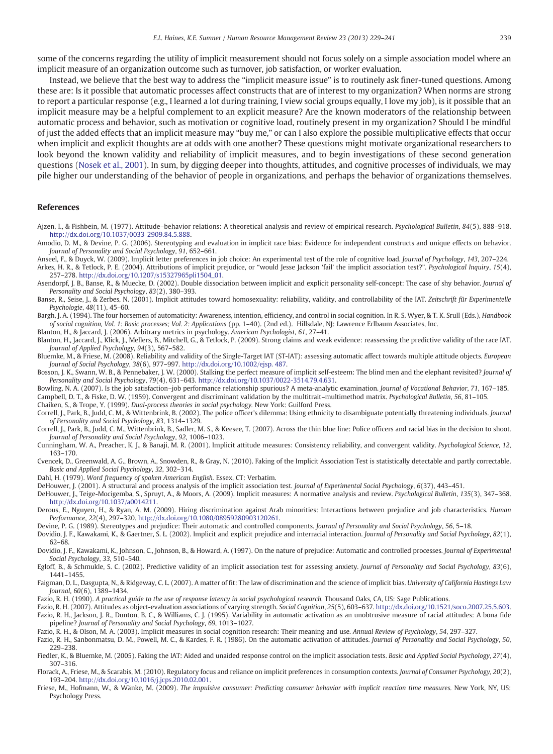some of the concerns regarding the utility of implicit measurement should not focus solely on a simple association model where an implicit measure of an organization outcome such as turnover, job satisfaction, or worker evaluation.

Instead, we believe that the best way to address the "implicit measure issue" is to routinely ask finer-tuned questions. Among these are: Is it possible that automatic processes affect constructs that are of interest to my organization? When norms are strong to report a particular response (e.g., I learned a lot during training, I view social groups equally, I love my job), is it possible that an implicit measure may be a helpful complement to an explicit measure? Are the known moderators of the relationship between automatic process and behavior, such as motivation or cognitive load, routinely present in my organization? Should I be mindful of just the added effects that an implicit measure may "buy me," or can I also explore the possible multiplicative effects that occur when implicit and explicit thoughts are at odds with one another? These questions might motivate organizational researchers to look beyond the known validity and reliability of implicit measures, and to begin investigations of these second generation questions (Nosek et al., 2001). In sum, by digging deeper into thoughts, attitudes, and cognitive processes of individuals, we may pile higher our understanding of the behavior of people in organizations, and perhaps the behavior of organizations themselves.

## References

Ajzen, I., & Fishbein, M. (1977). Attitude–behavior relations: A theoretical analysis and review of empirical research. *Psychological Bulletin*, *84*(5), 888–918. http://dx.doi.org/10.1037/0033-2909.84.5.888.

Amodio, D. M., & Devine, P. G. (2006). Stereotyping and evaluation in implicit race bias: Evidence for independent constructs and unique effects on behavior. *Journal of Personality and Social Psychology*, *91*, 652–661.

Anseel, F., & Duyck, W. (2009). Implicit letter preferences in job choice: An experimental test of the role of cognitive load. *Journal of Psychology*, *143*, 207–224.

Arkes, H. R., & Tetlock, P. E. (2004). Attributions of implicit prejudice, or "would Jesse Jackson 'fail' the implicit association test?". *Psychological Inquiry*, *15*(4), 257–278. http://dx.doi.org/10.1207/s15327965pli1504_01.

Asendorpf, J. B., Banse, R., & Muecke, D. (2002). Double dissociation between implicit and explicit personality self-concept: The case of shy behavior. *Journal of Personality and Social Psychology*, *83*(2), 380–393.

Banse, R., Seise, J., & Zerbes, N. (2001). Implicit attitudes toward homosexuality: reliability, validity, and controllability of the IAT. *Zeitschrift für Experimentelle Psychologie*, *48*(11), 45–60.

Bargh, J. A. (1994). The four horsemen of automaticity: Awareness, intention, efficiency, and control in social cognition. In R. S. Wyer, & T. K. Srull (Eds.), *Handbook of social cognition, Vol. 1: Basic processes; Vol. 2: Applications* (pp. 1–40). (2nd ed.). Hillsdale, NJ: Lawrence Erlbaum Associates, Inc.

Blanton, H., & Jaccard, J. (2006). Arbitrary metrics in psychology. *American Psychologist*, *61*, 27–41.

Blanton, H., Jaccard, J., Klick, J., Mellers, B., Mitchell, G., & Tetlock, P. (2009). Strong claims and weak evidence: reassessing the predictive validity of the race IAT. *Journal of Applied Psychology*, *94*(3), 567–582.

Bluemke, M., & Friese, M. (2008). Reliability and validity of the Single-Target IAT (ST-IAT): assessing automatic affect towards multiple attitude objects. *European Journal of Social Psychology*, *38*(6), 977–997. http://dx.doi.org/10.1002/ejsp. 487.

Bosson, J. K., Swann, W. B., & Pennebaker, J. W. (2000). Stalking the perfect measure of implicit self-esteem: The blind men and the elephant revisited? *Journal of Personality and Social Psychology*, *79*(4), 631–643. http://dx.doi.org/10.1037/0022-3514.79.4.631.

Bowling, N. A. (2007). Is the job satisfaction–job performance relationship spurious? A meta-analytic examination. *Journal of Vocational Behavior*, *71*, 167–185.

Campbell, D. T., & Fiske, D. W. (1959). Convergent and discriminant validation by the multitrait–multimethod matrix. *Psychological Bulletin*, *56*, 81–105.

Chaiken, S., & Trope, Y. (1999). *Dual-process theories in social psychology.* New York: Guilford Press.

Correll, J., Park, B., Judd, C. M., & Wittenbrink, B. (2002). The police officer's dilemma: Using ethnicity to disambiguate potentially threatening individuals. *Journal of Personality and Social Psychology*, *83*, 1314–1329.

Correll, J., Park, B., Judd, C. M., Wittenbrink, B., Sadler, M. S., & Keesee, T. (2007). Across the thin blue line: Police officers and racial bias in the decision to shoot. *Journal of Personality and Social Psychology*, *92*, 1006–1023.

Cunningham, W. A., Preacher, K. J., & Banaji, M. R. (2001). Implicit attitude measures: Consistency reliability, and convergent validity. *Psychological Science*, *12*, 163–170.

Cvencek, D., Greenwald, A. G., Brown, A., Snowden, R., & Gray, N. (2010). Faking of the Implicit Association Test is statistically detectable and partly correctable. *Basic and Applied Social Psychology*, *32*, 302–314.

Dahl, H. (1979). *Word frequency of spoken American English.* Essex, CT: Verbatim.

DeHouwer, J. (2001). A structural and process analysis of the implicit association test. *Journal of Experimental Social Psychology*, *6*(37), 443–451.

DeHouwer, J., Teige-Mocigemba, S., Spruyt, A., & Moors, A. (2009). Implicit measures: A normative analysis and review. *Psychological Bulletin*, *135*(3), 347–368. http://dx.doi.org/10.1037/a0014211.

Derous, E., Nguyen, H., & Ryan, A. M. (2009). Hiring discrimination against Arab minorities: Interactions between prejudice and job characteristics. *Human Performance*, *22*(4), 297–320. http://dx.doi.org/10.1080/08959280903120261.

Devine, P. G. (1989). Stereotypes and prejudice: Their automatic and controlled components. *Journal of Personality and Social Psychology*, *56*, 5–18.

Dovidio, J. F., Kawakami, K., & Gaertner, S. L. (2002). Implicit and explicit prejudice and interracial interaction. *Journal of Personality and Social Psychology*, *82*(1), 62–68.

Dovidio, J. F., Kawakami, K., Johnson, C., Johnson, B., & Howard, A. (1997). On the nature of prejudice: Automatic and controlled processes. *Journal of Experimental Social Psychology*, *33*, 510–540.

Egloff, B., & Schmukle, S. C. (2002). Predictive validity of an implicit association test for assessing anxiety. *Journal of Personality and Social Psychology*, *83*(6), 1441–1455.

Faigman, D. L., Dasgupta, N., & Ridgeway, C. L. (2007). A matter of fit: The law of discrimination and the science of implicit bias. *University of California Hastings Law Journal*, *60*(6), 1389–1434.

Fazio, R. H. (1990). *A practical guide to the use of response latency in social psychological research.* Thousand Oaks, CA, US: Sage Publications.

Fazio, R. H. (2007). Attitudes as object-evaluation associations of varying strength. *Social Cognition*, *25*(5), 603–637. http://dx.doi.org/10.1521/soco.2007.25.5.603.

Fazio, R. H., Jackson, J. R., Dunton, B. C., & Williams, C. J. (1995). Variability in automatic activation as an unobtrusive measure of racial attitudes: A bona fide pipeline? *Journal of Personality and Social Psychology*, *69*, 1013–1027.

Fazio, R. H., & Olson, M. A. (2003). Implicit measures in social cognition research: Their meaning and use. *Annual Review of Psychology*, *54*, 297–327.

Fazio, R. H., Sanbonmatsu, D. M., Powell, M. C., & Kardes, F. R. (1986). On the automatic activation of attitudes. *Journal of Personality and Social Psychology*, *50*, 229–238.

Fiedler, K., & Bluemke, M. (2005). Faking the IAT: Aided and unaided response control on the implicit association tests. *Basic and Applied Social Psychology*, *27*(4), 307–316.

Florack, A., Friese, M., & Scarabis, M. (2010). Regulatory focus and reliance on implicit preferences in consumption contexts. *Journal of Consumer Psychology*, *20*(2), 193–204. http://dx.doi.org/10.1016/j.jcps.2010.02.001.

Friese, M., Hofmann, W., & Wänke, M. (2009). *The impulsive consumer: Predicting consumer behavior with implicit reaction time measures.* New York, NY, US: Psychology Press.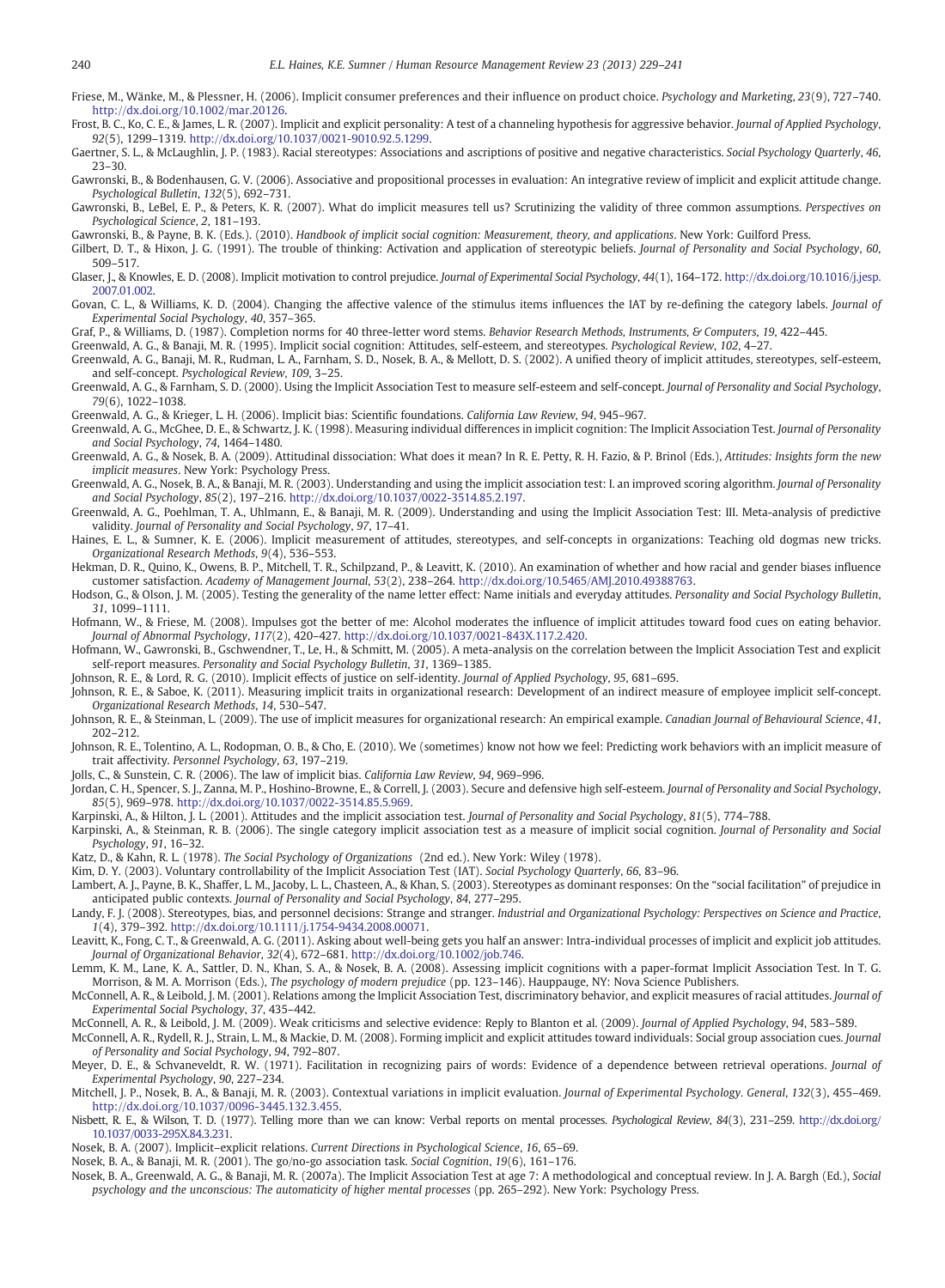Friese, M., Wänke, M., & Plessner, H. (2006). Implicit consumer preferences and their influence on product choice. *Psychology and Marketing*, *23*(9), 727–740. http://dx.doi.org/10.1002/mar.20126.

Frost, B. C., Ko, C. E., & James, L. R. (2007). Implicit and explicit personality: A test of a channeling hypothesis for aggressive behavior. *Journal of Applied Psychology*, *92*(5), 1299–1319. http://dx.doi.org/10.1037/0021-9010.92.5.1299.

Gaertner, S. L., & McLaughlin, J. P. (1983). Racial stereotypes: Associations and ascriptions of positive and negative characteristics. *Social Psychology Quarterly*, *46*, 23–30.

Gawronski, B., & Bodenhausen, G. V. (2006). Associative and propositional processes in evaluation: An integrative review of implicit and explicit attitude change. *Psychological Bulletin*, *132*(5), 692–731.

Gawronski, B., LeBel, E. P., & Peters, K. R. (2007). What do implicit measures tell us? Scrutinizing the validity of three common assumptions. *Perspectives on Psychological Science*, *2*, 181–193.

Gawronski, B., & Payne, B. K. (Eds.). (2010). *Handbook of implicit social cognition: Measurement, theory, and applications*. New York: Guilford Press.

Gilbert, D. T., & Hixon, J. G. (1991). The trouble of thinking: Activation and application of stereotypic beliefs. *Journal of Personality and Social Psychology*, *60*, 509–517.

Glaser, J., & Knowles, E. D. (2008). Implicit motivation to control prejudice. *Journal of Experimental Social Psychology*, *44*(1), 164–172. http://dx.doi.org/10.1016/j.jesp.2007.01.002.

Govan, C. L., & Williams, K. D. (2004). Changing the affective valence of the stimulus items influences the IAT by re-defining the category labels. *Journal of Experimental Social Psychology*, *40*, 357–365.

Graf, P., & Williams, D. (1987). Completion norms for 40 three-letter word stems. *Behavior Research Methods, Instruments, & Computers*, *19*, 422–445.

Greenwald, A. G., & Banaji, M. R. (1995). Implicit social cognition: Attitudes, self-esteem, and stereotypes. *Psychological Review*, *102*, 4–27.

Greenwald, A. G., Banaji, M. R., Rudman, L. A., Farnham, S. D., Nosek, B. A., & Mellott, D. S. (2002). A unified theory of implicit attitudes, stereotypes, self-esteem, and self-concept. *Psychological Review*, *109*, 3–25.

Greenwald, A. G., & Farnham, S. D. (2000). Using the Implicit Association Test to measure self-esteem and self-concept. *Journal of Personality and Social Psychology*, *79*(6), 1022–1038.

Greenwald, A. G., & Krieger, L. H. (2006). Implicit bias: Scientific foundations. *California Law Review*, *94*, 945–967.

Greenwald, A. G., McGhee, D. E., & Schwartz, J. K. (1998). Measuring individual differences in implicit cognition: The Implicit Association Test. *Journal of Personality and Social Psychology*, *74*, 1464–1480.

Greenwald, A. G., & Nosek, B. A. (2009). Attitudinal dissociation: What does it mean? In R. E. Petty, R. H. Fazio, & P. Brinol (Eds.), *Attitudes: Insights form the new implicit measures*. New York: Psychology Press.

Greenwald, A. G., Nosek, B. A., & Banaji, M. R. (2003). Understanding and using the implicit association test: I. an improved scoring algorithm. *Journal of Personality and Social Psychology*, *85*(2), 197–216. http://dx.doi.org/10.1037/0022-3514.85.2.197.

Greenwald, A. G., Poehlman, T. A., Uhlmann, E., & Banaji, M. R. (2009). Understanding and using the Implicit Association Test: III. Meta-analysis of predictive validity. *Journal of Personality and Social Psychology*, *97*, 17–41.

Haines, E. L., & Sumner, K. E. (2006). Implicit measurement of attitudes, stereotypes, and self-concepts in organizations: Teaching old dogmas new tricks. *Organizational Research Methods*, *9*(4), 536–553.

Hekman, D. R., Quino, K., Owens, B. P., Mitchell, T. R., Schilpzand, P., & Leavitt, K. (2010). An examination of whether and how racial and gender biases influence customer satisfaction. *Academy of Management Journal*, *53*(2), 238–264. http://dx.doi.org/10.5465/AMJ.2010.49388763.

Hodson, G., & Olson, J. M. (2005). Testing the generality of the name letter effect: Name initials and everyday attitudes. *Personality and Social Psychology Bulletin*, *31*, 1099–1111.

Hofmann, W., & Friese, M. (2008). Impulses got the better of me: Alcohol moderates the influence of implicit attitudes toward food cues on eating behavior. *Journal of Abnormal Psychology*, *117*(2), 420–427. http://dx.doi.org/10.1037/0021-843X.117.2.420.

Hofmann, W., Gawronski, B., Gschwendner, T., Le, H., & Schmitt, M. (2005). A meta-analysis on the correlation between the Implicit Association Test and explicit self-report measures. *Personality and Social Psychology Bulletin*, *31*, 1369–1385.

Johnson, R. E., & Lord, R. G. (2010). Implicit effects of justice on self-identity. *Journal of Applied Psychology*, *95*, 681–695.

Johnson, R. E., & Saboe, K. (2011). Measuring implicit traits in organizational research: Development of an indirect measure of employee implicit self-concept. *Organizational Research Methods*, *14*, 530–547.

Johnson, R. E., & Steinman, L. (2009). The use of implicit measures for organizational research: An empirical example. *Canadian Journal of Behavioural Science*, *41*, 202–212.

Johnson, R. E., Tolentino, A. L., Rodopman, O. B., & Cho, E. (2010). We (sometimes) know not how we feel: Predicting work behaviors with an implicit measure of trait affectivity. *Personnel Psychology*, *63*, 197–219.

Jolls, C., & Sunstein, C. R. (2006). The law of implicit bias. *California Law Review*, *94*, 969–996.

Jordan, C. H., Spencer, S. J., Zanna, M. P., Hoshino-Browne, E., & Correll, J. (2003). Secure and defensive high self-esteem. *Journal of Personality and Social Psychology*, *85*(5), 969–978. http://dx.doi.org/10.1037/0022-3514.85.5.969.

Karpinski, A., & Hilton, J. L. (2001). Attitudes and the implicit association test. *Journal of Personality and Social Psychology*, *81*(5), 774–788.

Karpinski, A., & Steinman, R. B. (2006). The single category implicit association test as a measure of implicit social cognition. *Journal of Personality and Social Psychology*, *91*, 16–32.

Katz, D., & Kahn, R. L. (1978). *The Social Psychology of Organizations* (2nd ed.). New York: Wiley (1978).

Kim, D. Y. (2003). Voluntary controllability of the Implicit Association Test (IAT). *Social Psychology Quarterly*, *66*, 83–96.

Lambert, A. J., Payne, B. K., Shaffer, L. M., Jacoby, L. L., Chasteen, A., & Khan, S. (2003). Stereotypes as dominant responses: On the "social facilitation" of prejudice in anticipated public contexts. *Journal of Personality and Social Psychology*, *84*, 277–295.

Landy, F. J. (2008). Stereotypes, bias, and personnel decisions: Strange and stranger. *Industrial and Organizational Psychology: Perspectives on Science and Practice*, *1*(4), 379–392. http://dx.doi.org/10.1111/j.1754-9434.2008.00071.

Leavitt, K., Fong, C. T., & Greenwald, A. G. (2011). Asking about well-being gets you half an answer: Intra-individual processes of implicit and explicit job attitudes. *Journal of Organizational Behavior*, *32*(4), 672–681. http://dx.doi.org/10.1002/job.746.

Lemm, K. M., Lane, K. A., Sattler, D. N., Khan, S. A., & Nosek, B. A. (2008). Assessing implicit cognitions with a paper-format Implicit Association Test. In T. G. Morrison, & M. A. Morrison (Eds.), *The psychology of modern prejudice* (pp. 123–146). Hauppauge, NY: Nova Science Publishers.

McConnell, A. R., & Leibold, J. M. (2001). Relations among the Implicit Association Test, discriminatory behavior, and explicit measures of racial attitudes. *Journal of Experimental Social Psychology*, *37*, 435–442.

McConnell, A. R., & Leibold, J. M. (2009). Weak criticisms and selective evidence: Reply to Blanton et al. (2009). *Journal of Applied Psychology*, *94*, 583–589.

McConnell, A. R., Rydell, R. J., Strain, L. M., & Mackie, D. M. (2008). Forming implicit and explicit attitudes toward individuals: Social group association cues. *Journal of Personality and Social Psychology*, *94*, 792–807.

Meyer, D. E., & Schvaneveldt, R. W. (1971). Facilitation in recognizing pairs of words: Evidence of a dependence between retrieval operations. *Journal of Experimental Psychology*, *90*, 227–234.

Mitchell, J. P., Nosek, B. A., & Banaji, M. R. (2003). Contextual variations in implicit evaluation. *Journal of Experimental Psychology. General*, *132*(3), 455–469. http://dx.doi.org/10.1037/0096-3445.132.3.455.

Nisbett, R. E., & Wilson, T. D. (1977). Telling more than we can know: Verbal reports on mental processes. *Psychological Review*, *84*(3), 231–259. http://dx.doi.org/10.1037/0033-295X.84.3.231.

Nosek, B. A. (2007). Implicit–explicit relations. *Current Directions in Psychological Science*, *16*, 65–69.

Nosek, B. A., & Banaji, M. R. (2001). The go/no-go association task. *Social Cognition*, *19*(6), 161–176.

Nosek, B. A., Greenwald, A. G., & Banaji, M. R. (2007a). The Implicit Association Test at age 7: A methodological and conceptual review. In J. A. Bargh (Ed.), *Social psychology and the unconscious: The automaticity of higher mental processes* (pp. 265–292). New York: Psychology Press.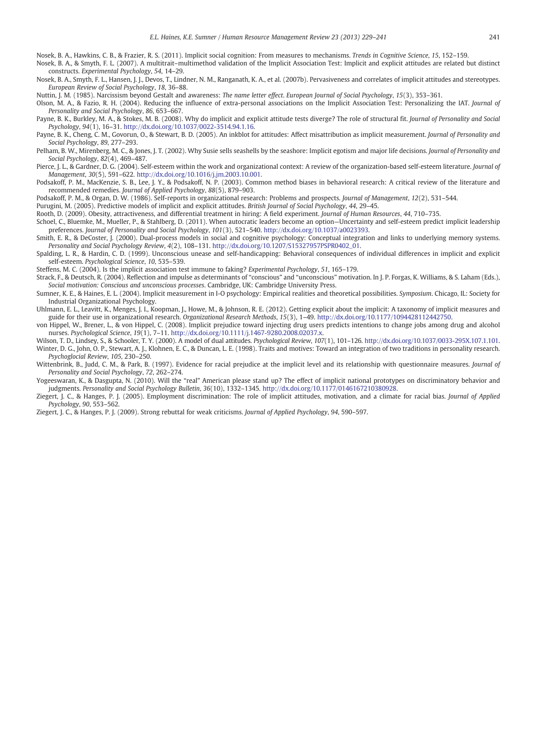Nosek, B. A., Hawkins, C. B., & Frazier, R. S. (2011). Implicit social cognition: From measures to mechanisms. *Trends in Cognitive Science*, *15*, 152–159.

Nosek, B. A., & Smyth, F. L. (2007). A multitrait–multimethod validation of the Implicit Association Test: Implicit and explicit attitudes are related but distinct constructs. *Experimental Psychology*, *54*, 14–29.

Nosek, B. A., Smyth, F. L., Hansen, J. J., Devos, T., Lindner, N. M., Ranganath, K. A., et al. (2007b). Pervasiveness and correlates of implicit attitudes and stereotypes. *European Review of Social Psychology*, *18*, 36–88.

Nuttin, J. M. (1985). Narcissism beyond Gestalt and awareness: *The name letter effect*. *European Journal of Social Psychology*, *15*(3), 353–361.

Olson, M. A., & Fazio, R. H. (2004). Reducing the influence of extra-personal associations on the Implicit Association Test: Personalizing the IAT. *Journal of Personality and Social Psychology*, *86*, 653–667.

Payne, B. K., Burkley, M. A., & Stokes, M. B. (2008). Why do implicit and explicit attitude tests diverge? The role of structural fit. *Journal of Personality and Social Psychology*, *94*(1), 16–31. http://dx.doi.org/10.1037/0022-3514.94.1.16.

Payne, B. K., Cheng, C. M., Govorun, O., & Stewart, B. D. (2005). An inkblot for attitudes: Affect misattribution as implicit measurement. *Journal of Personality and Social Psychology*, *89*, 277–293.

Pelham, B. W., Mirenberg, M. C., & Jones, J. T. (2002). Why Susie sells seashells by the seashore: Implicit egotism and major life decisions. *Journal of Personality and Social Psychology*, *82*(4), 469–487.

Pierce, J. L., & Gardner, D. G. (2004). Self-esteem within the work and organizational context: A review of the organization-based self-esteem literature. *Journal of Management*, *30*(5), 591–622. http://dx.doi.org/10.1016/j.jm.2003.10.001.

Podsakoff, P. M., MacKenzie, S. B., Lee, J. Y., & Podsakoff, N. P. (2003). Common method biases in behavioral research: A critical review of the literature and recommended remedies. *Journal of Applied Psychology*, *88*(5), 879–903.

Podsakoff, P. M., & Organ, D. W. (1986). Self-reports in organizational research: Problems and prospects. *Journal of Management*, *12*(2), 531–544.

Purugini, M. (2005). Predictive models of implicit and explicit attitudes. *British Journal of Social Psychology*, *44*, 29–45.

Rooth, D. (2009). Obesity, attractiveness, and differential treatment in hiring: A field experiment. *Journal of Human Resources*, *44*, 710–735.

Schoel, C., Bluemke, M., Mueller, P., & Stahlberg, D. (2011). When autocratic leaders become an option—Uncertainty and self-esteem predict implicit leadership preferences. *Journal of Personality and Social Psychology*, *101*(3), 521–540. http://dx.doi.org/10.1037/a0023393.

Smith, E. R., & DeCoster, J. (2000). Dual-process models in social and cognitive psychology: Conceptual integration and links to underlying memory systems. *Personality and Social Psychology Review*, *4*(2), 108–131. http://dx.doi.org/10.1207/S15327957PSPR0402_01.

Spalding, L. R., & Hardin, C. D. (1999). Unconscious unease and self-handicapping: Behavioral consequences of individual differences in implicit and explicit self-esteem. *Psychological Science*, *10*, 535–539.

Steffens, M. C. (2004). Is the implicit association test immune to faking? *Experimental Psychology*, *51*, 165–179.

Strack, F., & Deutsch, R. (2004). Reflection and impulse as determinants of "conscious" and "unconscious" motivation. In J. P. Forgas, K. Williams, & S. Laham (Eds.), *Social motivation: Conscious and unconscious processes*. Cambridge, UK: Cambridge University Press.

Sumner, K. E., & Haines, E. L. (2004). Implicit measurement in I-O psychology: Empirical realities and theoretical possibilities. *Symposium*. Chicago, IL: Society for Industrial Organizational Psychology.

Uhlmann, E. L., Leavitt, K., Menges, J. I., Koopman, J., Howe, M., & Johnson, R. E. (2012). Getting explicit about the implicit: A taxonomy of implicit measures and guide for their use in organizational research. *Organizational Research Methods*, *15*(3), 1–49. http://dx.doi.org/10.1177/1094428112442750.

von Hippel, W., Brener, L., & von Hippel, C. (2008). Implicit prejudice toward injecting drug users predicts intentions to change jobs among drug and alcohol nurses. *Psychological Science*, *19*(1), 7–11. http://dx.doi.org/10.1111/j.1467-9280.2008.02037.x.

Wilson, T. D., Lindsey, S., & Schooler, T. Y. (2000). A model of dual attitudes. *Psychological Review*, *107*(1), 101–126. http://dx.doi.org/10.1037/0033-295X.107.1.101.

Winter, D. G., John, O. P., Stewart, A. J., Klohnen, E. C., & Duncan, L. E. (1998). Traits and motives: Toward an integration of two traditions in personality research. *Psychoglocial Review*, *105*, 230–250.

Wittenbrink, B., Judd, C. M., & Park, B. (1997). Evidence for racial prejudice at the implicit level and its relationship with questionnaire measures. *Journal of Personality and Social Psychology*, *72*, 262–274.

Yogeeswaran, K., & Dasgupta, N. (2010). Will the "real" American please stand up? The effect of implicit national prototypes on discriminatory behavior and judgments. *Personality and Social Psychology Bulletin*, *36*(10), 1332–1345. http://dx.doi.org/10.1177/0146167210380928.

Ziegert, J. C., & Hanges, P. J. (2005). Employment discrimination: The role of implicit attitudes, motivation, and a climate for racial bias. *Journal of Applied Psychology*, *90*, 553–562.

Ziegert, J. C., & Hanges, P. J. (2009). Strong rebuttal for weak criticisms. *Journal of Applied Psychology*, *94*, 590–597.